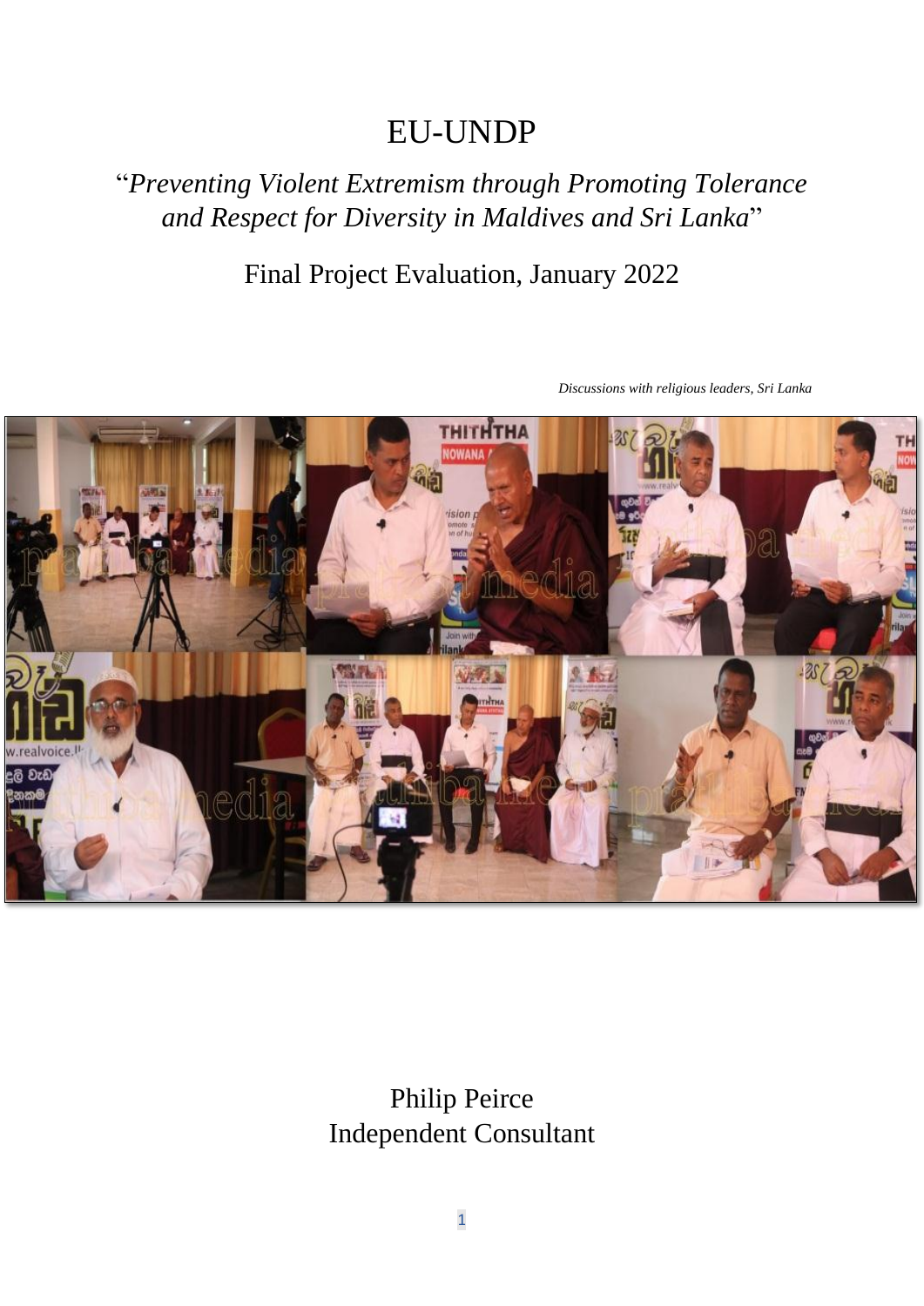# EU-UNDP

## "*Preventing Violent Extremism through Promoting Tolerance and Respect for Diversity in Maldives and Sri Lanka*"

Final Project Evaluation, January 2022

*Discussions with religious leaders, Sri Lanka*

Philip Peirce
Independent Consultant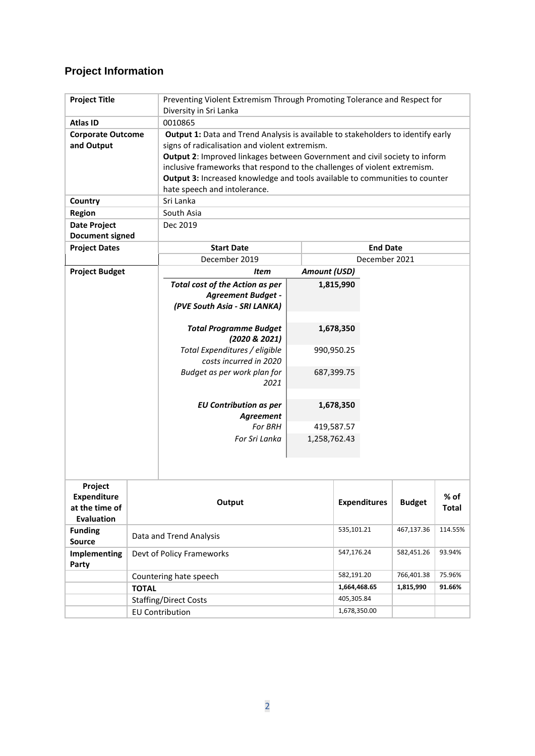## Project Information

| | |
|---|---|
| **Project Title** | Preventing Violent Extremism Through Promoting Tolerance and Respect for Diversity in Sri Lanka |
| **Atlas ID** | 0010865 |
| **Corporate Outcome and Output** | **Output 1:** Data and Trend Analysis is available to stakeholders to identify early signs of radicalisation and violent extremism. **Output 2**: Improved linkages between Government and civil society to inform inclusive frameworks that respond to the challenges of violent extremism. **Output 3:** Increased knowledge and tools available to communities to counter hate speech and intolerance. |
| **Country** | Sri Lanka |
| **Region** | South Asia |
| **Date Project Document signed** | Dec 2019 |
| **Project Dates** | **Start Date**: December 2019 — **End Date**: December 2021 |

**Project Budget**

| ***Item*** | ***Amount (USD)*** |
|---|---|
| ***Total cost of the Action as per Agreement Budget - (PVE South Asia - SRI LANKA)*** | **1,815,990** |
| ***Total Programme Budget (2020 & 2021)*** | **1,678,350** |
| *Total Expenditures / eligible costs incurred in 2020* | 990,950.25 |
| *Budget as per work plan for 2021* | 687,399.75 |
| ***EU Contribution as per Agreement*** | **1,678,350** |
| *For BRH* | 419,587.57 |
| *For Sri Lanka* | 1,258,762.43 |

| **Project Expenditure at the time of Evaluation** | **Output** | **Expenditures** | **Budget** | **% of Total** |
|---|---|---|---|---|
| **Funding Source** | Data and Trend Analysis | 535,101.21 | 467,137.36 | 114.55% |
| **Implementing Party** | Devt of Policy Frameworks | 547,176.24 | 582,451.26 | 93.94% |
| | Countering hate speech | 582,191.20 | 766,401.38 | 75.96% |
| | **TOTAL** | **1,664,468.65** | **1,815,990** | **91.66%** |
| | Staffing/Direct Costs | 405,305.84 | | |
| | EU Contribution | 1,678,350.00 | | |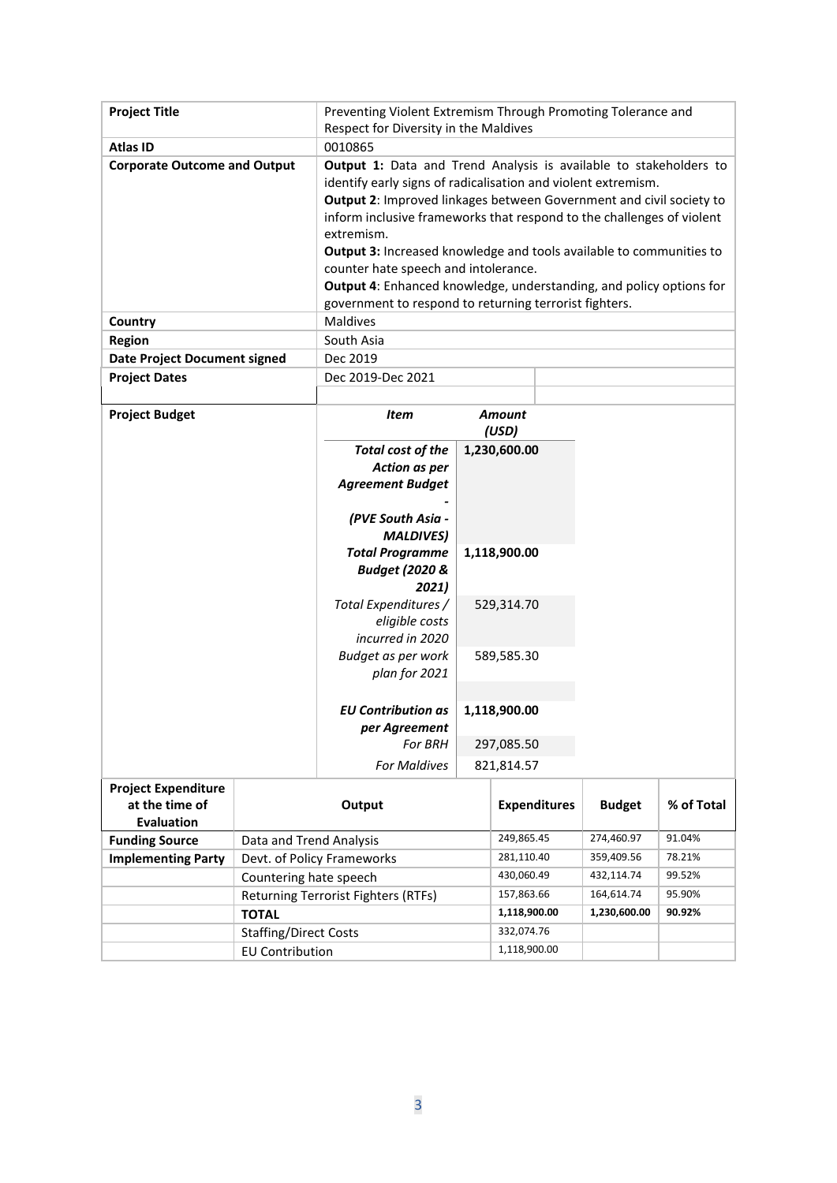| **Project Title** | Preventing Violent Extremism Through Promoting Tolerance and Respect for Diversity in the Maldives |
|---|---|
| **Atlas ID** | 0010865 |
| **Corporate Outcome and Output** | **Output 1:** Data and Trend Analysis is available to stakeholders to identify early signs of radicalisation and violent extremism. **Output 2**: Improved linkages between Government and civil society to inform inclusive frameworks that respond to the challenges of violent extremism. **Output 3:** Increased knowledge and tools available to communities to counter hate speech and intolerance. **Output 4**: Enhanced knowledge, understanding, and policy options for government to respond to returning terrorist fighters. |
| **Country** | Maldives |
| **Region** | South Asia |
| **Date Project Document signed** | Dec 2019 |
| **Project Dates** | Dec 2019-Dec 2021 |

| **Project Budget** | ***Item*** | ***Amount (USD)*** |
|---|---|---|
| | ***Total cost of the Action as per Agreement Budget - (PVE South Asia - MALDIVES)*** | **1,230,600.00** |
| | ***Total Programme Budget (2020 & 2021)*** | **1,118,900.00** |
| | *Total Expenditures / eligible costs incurred in 2020* | 529,314.70 |
| | *Budget as per work plan for 2021* | 589,585.30 |
| | ***EU Contribution as per Agreement*** | **1,118,900.00** |
| | *For BRH* | 297,085.50 |
| | *For Maldives* | 821,814.57 |

| **Project Expenditure at the time of Evaluation** | **Output** | **Expenditures** | **Budget** | **% of Total** |
|---|---|---|---|---|
| **Funding Source** | Data and Trend Analysis | 249,865.45 | 274,460.97 | 91.04% |
| **Implementing Party** | Devt. of Policy Frameworks | 281,110.40 | 359,409.56 | 78.21% |
| | Countering hate speech | 430,060.49 | 432,114.74 | 99.52% |
| | Returning Terrorist Fighters (RTFs) | 157,863.66 | 164,614.74 | 95.90% |
| | **TOTAL** | **1,118,900.00** | **1,230,600.00** | **90.92%** |
| | Staffing/Direct Costs | 332,074.76 | | |
| | EU Contribution | 1,118,900.00 | | |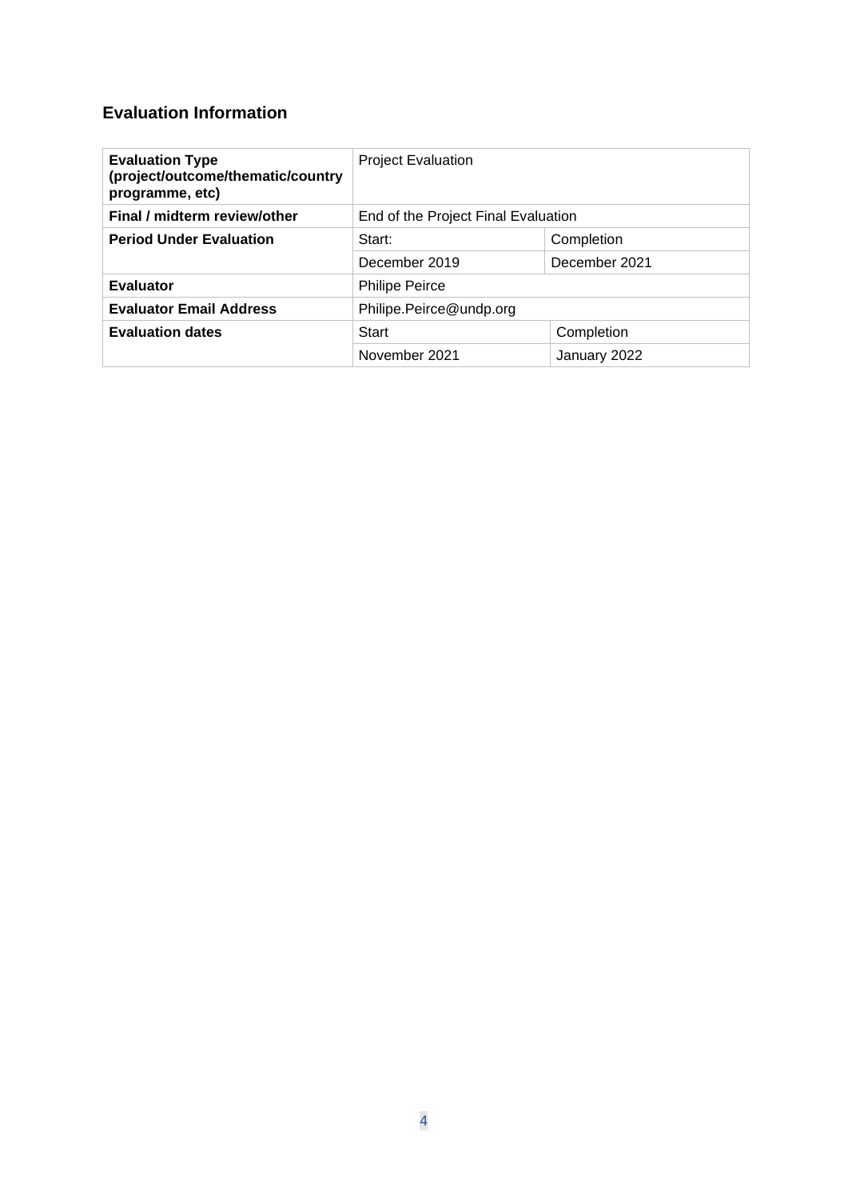## Evaluation Information

| **Evaluation Type (project/outcome/thematic/country programme, etc)** | Project Evaluation | |
|---|---|---|
| **Final / midterm review/other** | End of the Project Final Evaluation | |
| **Period Under Evaluation** | Start: | Completion |
| | December 2019 | December 2021 |
| **Evaluator** | Philipe Peirce | |
| **Evaluator Email Address** | Philipe.Peirce@undp.org | |
| **Evaluation dates** | Start | Completion |
| | November 2021 | January 2022 |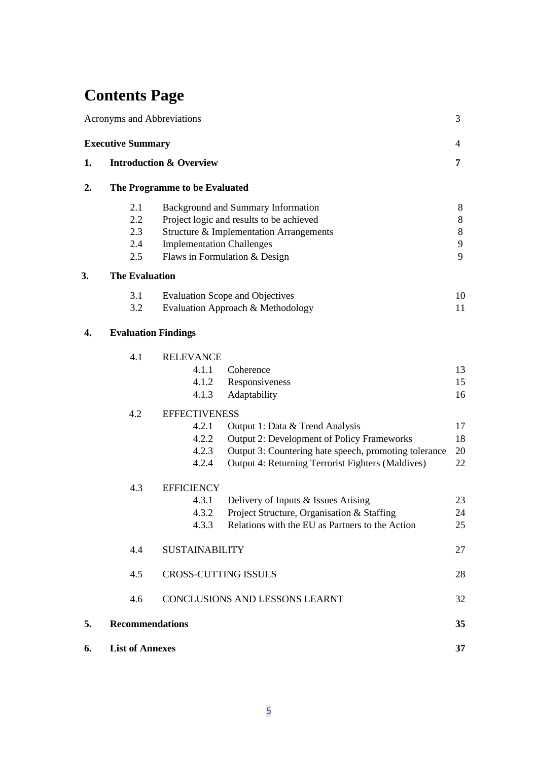# Contents Page

| | | | |
|---|---|---|---|
| Acronyms and Abbreviations | | | 3 |
| **Executive Summary** | | | 4 |
| **1.** | **Introduction & Overview** | | **7** |
| **2.** | **The Programme to be Evaluated** | | |
| | 2.1 | Background and Summary Information | 8 |
| | 2.2 | Project logic and results to be achieved | 8 |
| | 2.3 | Structure & Implementation Arrangements | 8 |
| | 2.4 | Implementation Challenges | 9 |
| | 2.5 | Flaws in Formulation & Design | 9 |
| **3.** | **The Evaluation** | | |
| | 3.1 | Evaluation Scope and Objectives | 10 |
| | 3.2 | Evaluation Approach & Methodology | 11 |
| **4.** | **Evaluation Findings** | | |
| | 4.1 | RELEVANCE | |
| | 4.1.1 | Coherence | 13 |
| | 4.1.2 | Responsiveness | 15 |
| | 4.1.3 | Adaptability | 16 |
| | 4.2 | EFFECTIVENESS | |
| | 4.2.1 | Output 1: Data & Trend Analysis | 17 |
| | 4.2.2 | Output 2: Development of Policy Frameworks | 18 |
| | 4.2.3 | Output 3: Countering hate speech, promoting tolerance | 20 |
| | 4.2.4 | Output 4: Returning Terrorist Fighters (Maldives) | 22 |
| | 4.3 | EFFICIENCY | |
| | 4.3.1 | Delivery of Inputs & Issues Arising | 23 |
| | 4.3.2 | Project Structure, Organisation & Staffing | 24 |
| | 4.3.3 | Relations with the EU as Partners to the Action | 25 |
| | 4.4 | SUSTAINABILITY | 27 |
| | 4.5 | CROSS-CUTTING ISSUES | 28 |
| | 4.6 | CONCLUSIONS AND LESSONS LEARNT | 32 |
| **5.** | **Recommendations** | | **35** |
| **6.** | **List of Annexes** | | **37** |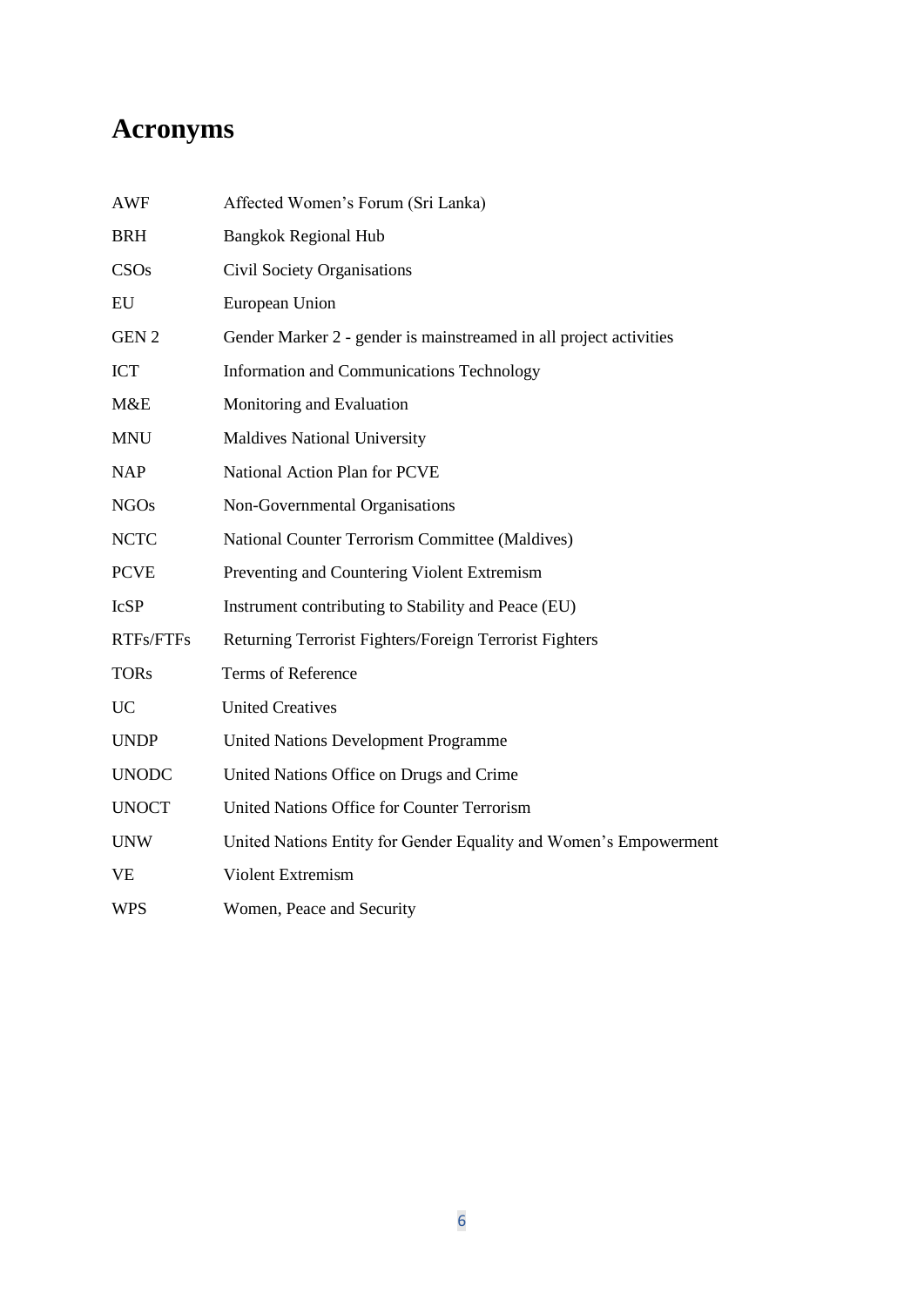# Acronyms

| | |
|---|---|
| AWF | Affected Women's Forum (Sri Lanka) |
| BRH | Bangkok Regional Hub |
| CSOs | Civil Society Organisations |
| EU | European Union |
| GEN 2 | Gender Marker 2 - gender is mainstreamed in all project activities |
| ICT | Information and Communications Technology |
| M&E | Monitoring and Evaluation |
| MNU | Maldives National University |
| NAP | National Action Plan for PCVE |
| NGOs | Non-Governmental Organisations |
| NCTC | National Counter Terrorism Committee (Maldives) |
| PCVE | Preventing and Countering Violent Extremism |
| IcSP | Instrument contributing to Stability and Peace (EU) |
| RTFs/FTFs | Returning Terrorist Fighters/Foreign Terrorist Fighters |
| TORs | Terms of Reference |
| UC | United Creatives |
| UNDP | United Nations Development Programme |
| UNODC | United Nations Office on Drugs and Crime |
| UNOCT | United Nations Office for Counter Terrorism |
| UNW | United Nations Entity for Gender Equality and Women's Empowerment |
| VE | Violent Extremism |
| WPS | Women, Peace and Security |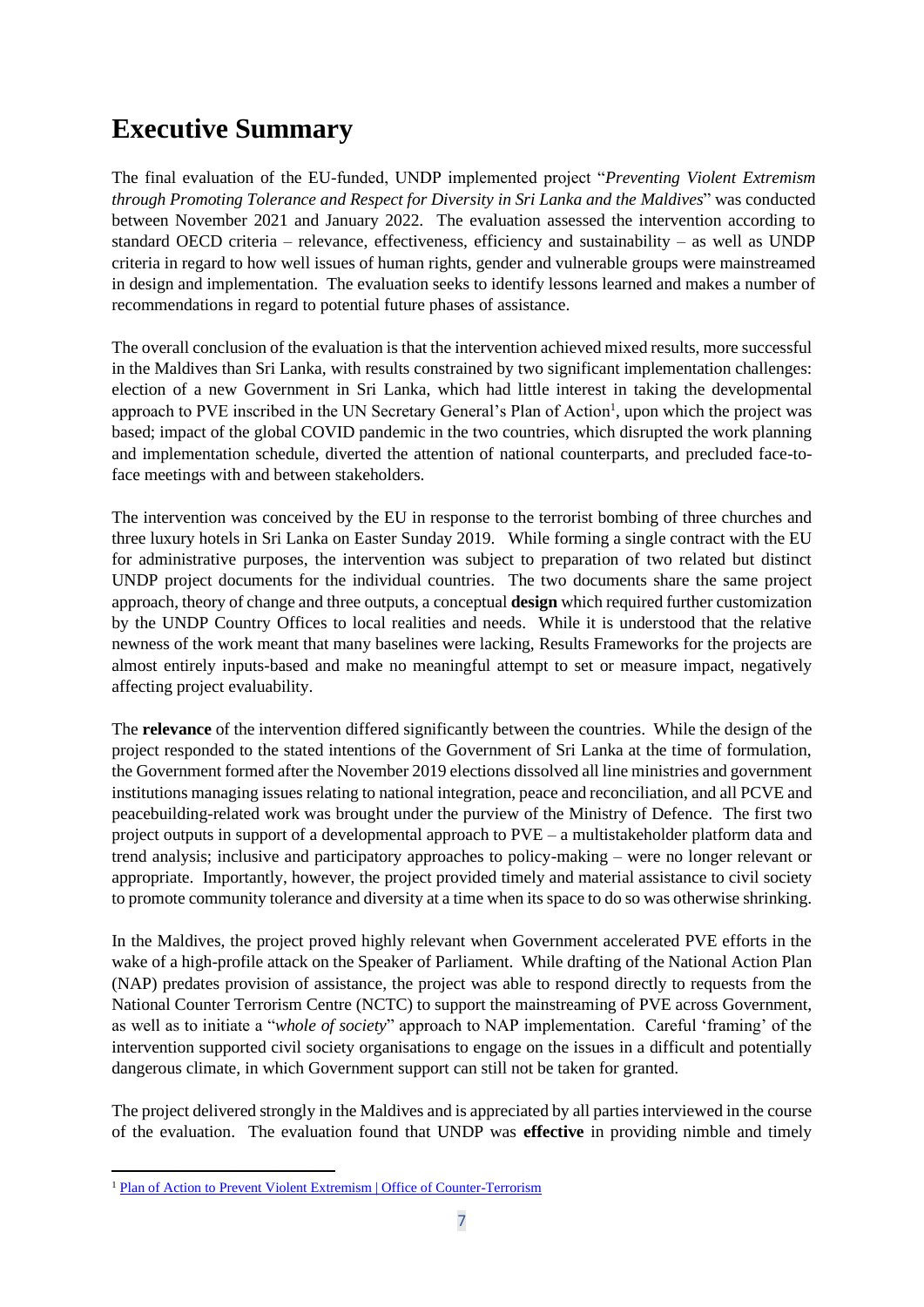# Executive Summary

The final evaluation of the EU-funded, UNDP implemented project "*Preventing Violent Extremism through Promoting Tolerance and Respect for Diversity in Sri Lanka and the Maldives*" was conducted between November 2021 and January 2022. The evaluation assessed the intervention according to standard OECD criteria – relevance, effectiveness, efficiency and sustainability – as well as UNDP criteria in regard to how well issues of human rights, gender and vulnerable groups were mainstreamed in design and implementation. The evaluation seeks to identify lessons learned and makes a number of recommendations in regard to potential future phases of assistance.

The overall conclusion of the evaluation is that the intervention achieved mixed results, more successful in the Maldives than Sri Lanka, with results constrained by two significant implementation challenges: election of a new Government in Sri Lanka, which had little interest in taking the developmental approach to PVE inscribed in the UN Secretary General's Plan of Action[1], upon which the project was based; impact of the global COVID pandemic in the two countries, which disrupted the work planning and implementation schedule, diverted the attention of national counterparts, and precluded face-to-face meetings with and between stakeholders.

The intervention was conceived by the EU in response to the terrorist bombing of three churches and three luxury hotels in Sri Lanka on Easter Sunday 2019. While forming a single contract with the EU for administrative purposes, the intervention was subject to preparation of two related but distinct UNDP project documents for the individual countries. The two documents share the same project approach, theory of change and three outputs, a conceptual **design** which required further customization by the UNDP Country Offices to local realities and needs. While it is understood that the relative newness of the work meant that many baselines were lacking, Results Frameworks for the projects are almost entirely inputs-based and make no meaningful attempt to set or measure impact, negatively affecting project evaluability.

The **relevance** of the intervention differed significantly between the countries. While the design of the project responded to the stated intentions of the Government of Sri Lanka at the time of formulation, the Government formed after the November 2019 elections dissolved all line ministries and government institutions managing issues relating to national integration, peace and reconciliation, and all PCVE and peacebuilding-related work was brought under the purview of the Ministry of Defence. The first two project outputs in support of a developmental approach to PVE – a multistakeholder platform data and trend analysis; inclusive and participatory approaches to policy-making – were no longer relevant or appropriate. Importantly, however, the project provided timely and material assistance to civil society to promote community tolerance and diversity at a time when its space to do so was otherwise shrinking.

In the Maldives, the project proved highly relevant when Government accelerated PVE efforts in the wake of a high-profile attack on the Speaker of Parliament. While drafting of the National Action Plan (NAP) predates provision of assistance, the project was able to respond directly to requests from the National Counter Terrorism Centre (NCTC) to support the mainstreaming of PVE across Government, as well as to initiate a "*whole of society*" approach to NAP implementation. Careful 'framing' of the intervention supported civil society organisations to engage on the issues in a difficult and potentially dangerous climate, in which Government support can still not be taken for granted.

The project delivered strongly in the Maldives and is appreciated by all parties interviewed in the course of the evaluation. The evaluation found that UNDP was **effective** in providing nimble and timely

---

[1] Plan of Action to Prevent Violent Extremism | Office of Counter-Terrorism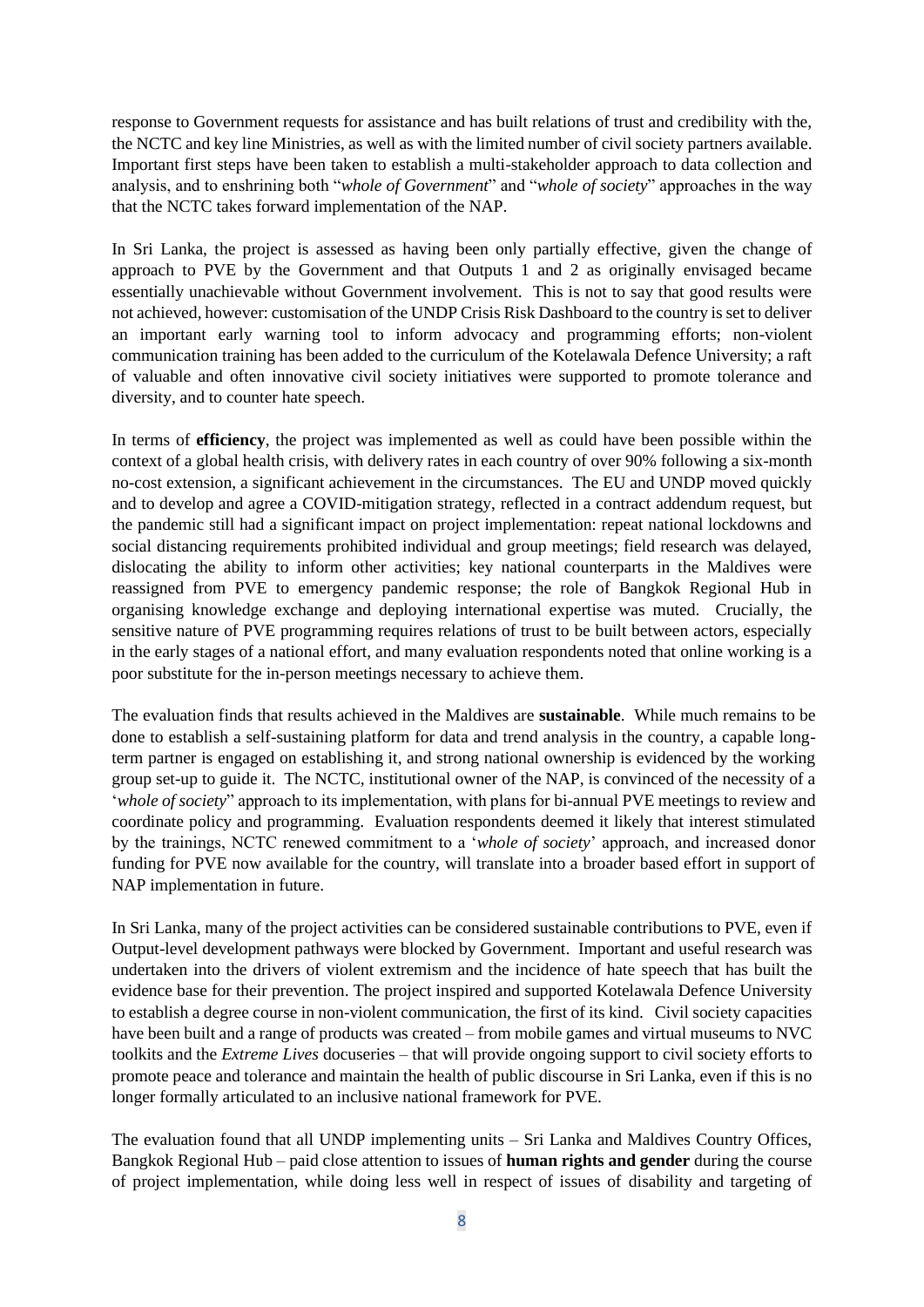response to Government requests for assistance and has built relations of trust and credibility with the, the NCTC and key line Ministries, as well as with the limited number of civil society partners available. Important first steps have been taken to establish a multi-stakeholder approach to data collection and analysis, and to enshrining both "*whole of Government*" and "*whole of society*" approaches in the way that the NCTC takes forward implementation of the NAP.

In Sri Lanka, the project is assessed as having been only partially effective, given the change of approach to PVE by the Government and that Outputs 1 and 2 as originally envisaged became essentially unachievable without Government involvement. This is not to say that good results were not achieved, however: customisation of the UNDP Crisis Risk Dashboard to the country is set to deliver an important early warning tool to inform advocacy and programming efforts; non-violent communication training has been added to the curriculum of the Kotelawala Defence University; a raft of valuable and often innovative civil society initiatives were supported to promote tolerance and diversity, and to counter hate speech.

In terms of **efficiency**, the project was implemented as well as could have been possible within the context of a global health crisis, with delivery rates in each country of over 90% following a six-month no-cost extension, a significant achievement in the circumstances. The EU and UNDP moved quickly and to develop and agree a COVID-mitigation strategy, reflected in a contract addendum request, but the pandemic still had a significant impact on project implementation: repeat national lockdowns and social distancing requirements prohibited individual and group meetings; field research was delayed, dislocating the ability to inform other activities; key national counterparts in the Maldives were reassigned from PVE to emergency pandemic response; the role of Bangkok Regional Hub in organising knowledge exchange and deploying international expertise was muted. Crucially, the sensitive nature of PVE programming requires relations of trust to be built between actors, especially in the early stages of a national effort, and many evaluation respondents noted that online working is a poor substitute for the in-person meetings necessary to achieve them.

The evaluation finds that results achieved in the Maldives are **sustainable**. While much remains to be done to establish a self-sustaining platform for data and trend analysis in the country, a capable long-term partner is engaged on establishing it, and strong national ownership is evidenced by the working group set-up to guide it. The NCTC, institutional owner of the NAP, is convinced of the necessity of a '*whole of society*" approach to its implementation, with plans for bi-annual PVE meetings to review and coordinate policy and programming. Evaluation respondents deemed it likely that interest stimulated by the trainings, NCTC renewed commitment to a '*whole of society*' approach, and increased donor funding for PVE now available for the country, will translate into a broader based effort in support of NAP implementation in future.

In Sri Lanka, many of the project activities can be considered sustainable contributions to PVE, even if Output-level development pathways were blocked by Government. Important and useful research was undertaken into the drivers of violent extremism and the incidence of hate speech that has built the evidence base for their prevention. The project inspired and supported Kotelawala Defence University to establish a degree course in non-violent communication, the first of its kind. Civil society capacities have been built and a range of products was created – from mobile games and virtual museums to NVC toolkits and the *Extreme Lives* docuseries – that will provide ongoing support to civil society efforts to promote peace and tolerance and maintain the health of public discourse in Sri Lanka, even if this is no longer formally articulated to an inclusive national framework for PVE.

The evaluation found that all UNDP implementing units – Sri Lanka and Maldives Country Offices, Bangkok Regional Hub – paid close attention to issues of **human rights and gender** during the course of project implementation, while doing less well in respect of issues of disability and targeting of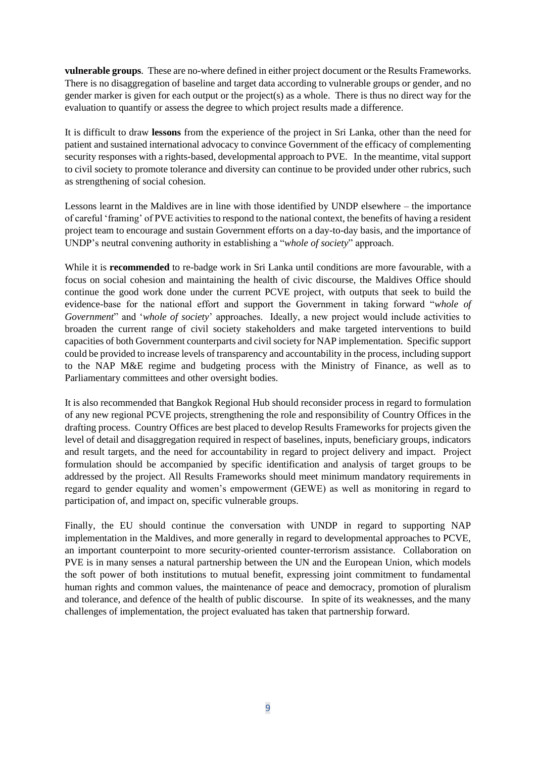**vulnerable groups**. These are no-where defined in either project document or the Results Frameworks. There is no disaggregation of baseline and target data according to vulnerable groups or gender, and no gender marker is given for each output or the project(s) as a whole. There is thus no direct way for the evaluation to quantify or assess the degree to which project results made a difference.

It is difficult to draw **lessons** from the experience of the project in Sri Lanka, other than the need for patient and sustained international advocacy to convince Government of the efficacy of complementing security responses with a rights-based, developmental approach to PVE. In the meantime, vital support to civil society to promote tolerance and diversity can continue to be provided under other rubrics, such as strengthening of social cohesion.

Lessons learnt in the Maldives are in line with those identified by UNDP elsewhere – the importance of careful 'framing' of PVE activities to respond to the national context, the benefits of having a resident project team to encourage and sustain Government efforts on a day-to-day basis, and the importance of UNDP's neutral convening authority in establishing a "*whole of society*" approach.

While it is **recommended** to re-badge work in Sri Lanka until conditions are more favourable, with a focus on social cohesion and maintaining the health of civic discourse, the Maldives Office should continue the good work done under the current PCVE project, with outputs that seek to build the evidence-base for the national effort and support the Government in taking forward "*whole of Government*" and '*whole of society*' approaches. Ideally, a new project would include activities to broaden the current range of civil society stakeholders and make targeted interventions to build capacities of both Government counterparts and civil society for NAP implementation. Specific support could be provided to increase levels of transparency and accountability in the process, including support to the NAP M&E regime and budgeting process with the Ministry of Finance, as well as to Parliamentary committees and other oversight bodies.

It is also recommended that Bangkok Regional Hub should reconsider process in regard to formulation of any new regional PCVE projects, strengthening the role and responsibility of Country Offices in the drafting process. Country Offices are best placed to develop Results Frameworks for projects given the level of detail and disaggregation required in respect of baselines, inputs, beneficiary groups, indicators and result targets, and the need for accountability in regard to project delivery and impact. Project formulation should be accompanied by specific identification and analysis of target groups to be addressed by the project. All Results Frameworks should meet minimum mandatory requirements in regard to gender equality and women's empowerment (GEWE) as well as monitoring in regard to participation of, and impact on, specific vulnerable groups.

Finally, the EU should continue the conversation with UNDP in regard to supporting NAP implementation in the Maldives, and more generally in regard to developmental approaches to PCVE, an important counterpoint to more security-oriented counter-terrorism assistance. Collaboration on PVE is in many senses a natural partnership between the UN and the European Union, which models the soft power of both institutions to mutual benefit, expressing joint commitment to fundamental human rights and common values, the maintenance of peace and democracy, promotion of pluralism and tolerance, and defence of the health of public discourse. In spite of its weaknesses, and the many challenges of implementation, the project evaluated has taken that partnership forward.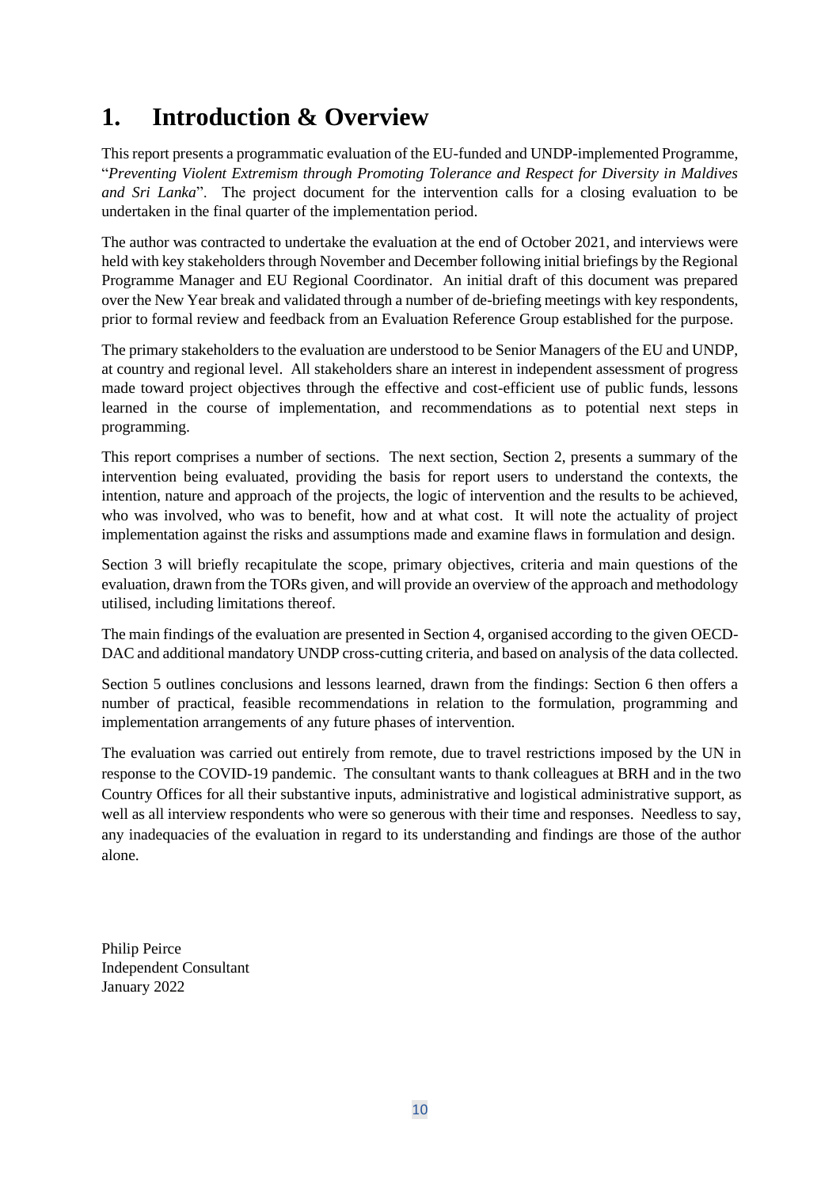# 1. Introduction & Overview

This report presents a programmatic evaluation of the EU-funded and UNDP-implemented Programme, "*Preventing Violent Extremism through Promoting Tolerance and Respect for Diversity in Maldives and Sri Lanka*". The project document for the intervention calls for a closing evaluation to be undertaken in the final quarter of the implementation period.

The author was contracted to undertake the evaluation at the end of October 2021, and interviews were held with key stakeholders through November and December following initial briefings by the Regional Programme Manager and EU Regional Coordinator. An initial draft of this document was prepared over the New Year break and validated through a number of de-briefing meetings with key respondents, prior to formal review and feedback from an Evaluation Reference Group established for the purpose.

The primary stakeholders to the evaluation are understood to be Senior Managers of the EU and UNDP, at country and regional level. All stakeholders share an interest in independent assessment of progress made toward project objectives through the effective and cost-efficient use of public funds, lessons learned in the course of implementation, and recommendations as to potential next steps in programming.

This report comprises a number of sections. The next section, Section 2, presents a summary of the intervention being evaluated, providing the basis for report users to understand the contexts, the intention, nature and approach of the projects, the logic of intervention and the results to be achieved, who was involved, who was to benefit, how and at what cost. It will note the actuality of project implementation against the risks and assumptions made and examine flaws in formulation and design.

Section 3 will briefly recapitulate the scope, primary objectives, criteria and main questions of the evaluation, drawn from the TORs given, and will provide an overview of the approach and methodology utilised, including limitations thereof.

The main findings of the evaluation are presented in Section 4, organised according to the given OECD-DAC and additional mandatory UNDP cross-cutting criteria, and based on analysis of the data collected.

Section 5 outlines conclusions and lessons learned, drawn from the findings: Section 6 then offers a number of practical, feasible recommendations in relation to the formulation, programming and implementation arrangements of any future phases of intervention.

The evaluation was carried out entirely from remote, due to travel restrictions imposed by the UN in response to the COVID-19 pandemic. The consultant wants to thank colleagues at BRH and in the two Country Offices for all their substantive inputs, administrative and logistical administrative support, as well as all interview respondents who were so generous with their time and responses. Needless to say, any inadequacies of the evaluation in regard to its understanding and findings are those of the author alone.

Philip Peirce
Independent Consultant
January 2022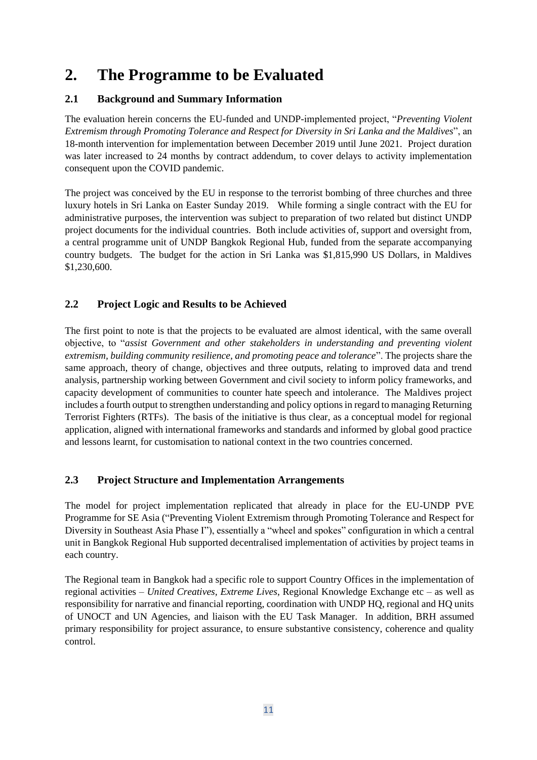# 2. The Programme to be Evaluated

## 2.1 Background and Summary Information

The evaluation herein concerns the EU-funded and UNDP-implemented project, "*Preventing Violent Extremism through Promoting Tolerance and Respect for Diversity in Sri Lanka and the Maldives*", an 18-month intervention for implementation between December 2019 until June 2021. Project duration was later increased to 24 months by contract addendum, to cover delays to activity implementation consequent upon the COVID pandemic.

The project was conceived by the EU in response to the terrorist bombing of three churches and three luxury hotels in Sri Lanka on Easter Sunday 2019. While forming a single contract with the EU for administrative purposes, the intervention was subject to preparation of two related but distinct UNDP project documents for the individual countries. Both include activities of, support and oversight from, a central programme unit of UNDP Bangkok Regional Hub, funded from the separate accompanying country budgets. The budget for the action in Sri Lanka was $1,815,990 US Dollars, in Maldives $1,230,600.

## 2.2 Project Logic and Results to be Achieved

The first point to note is that the projects to be evaluated are almost identical, with the same overall objective, to "*assist Government and other stakeholders in understanding and preventing violent extremism, building community resilience, and promoting peace and tolerance*". The projects share the same approach, theory of change, objectives and three outputs, relating to improved data and trend analysis, partnership working between Government and civil society to inform policy frameworks, and capacity development of communities to counter hate speech and intolerance. The Maldives project includes a fourth output to strengthen understanding and policy options in regard to managing Returning Terrorist Fighters (RTFs). The basis of the initiative is thus clear, as a conceptual model for regional application, aligned with international frameworks and standards and informed by global good practice and lessons learnt, for customisation to national context in the two countries concerned.

## 2.3 Project Structure and Implementation Arrangements

The model for project implementation replicated that already in place for the EU-UNDP PVE Programme for SE Asia ("Preventing Violent Extremism through Promoting Tolerance and Respect for Diversity in Southeast Asia Phase I"), essentially a "wheel and spokes" configuration in which a central unit in Bangkok Regional Hub supported decentralised implementation of activities by project teams in each country.

The Regional team in Bangkok had a specific role to support Country Offices in the implementation of regional activities – *United Creatives, Extreme Lives*, Regional Knowledge Exchange etc – as well as responsibility for narrative and financial reporting, coordination with UNDP HQ, regional and HQ units of UNOCT and UN Agencies, and liaison with the EU Task Manager. In addition, BRH assumed primary responsibility for project assurance, to ensure substantive consistency, coherence and quality control.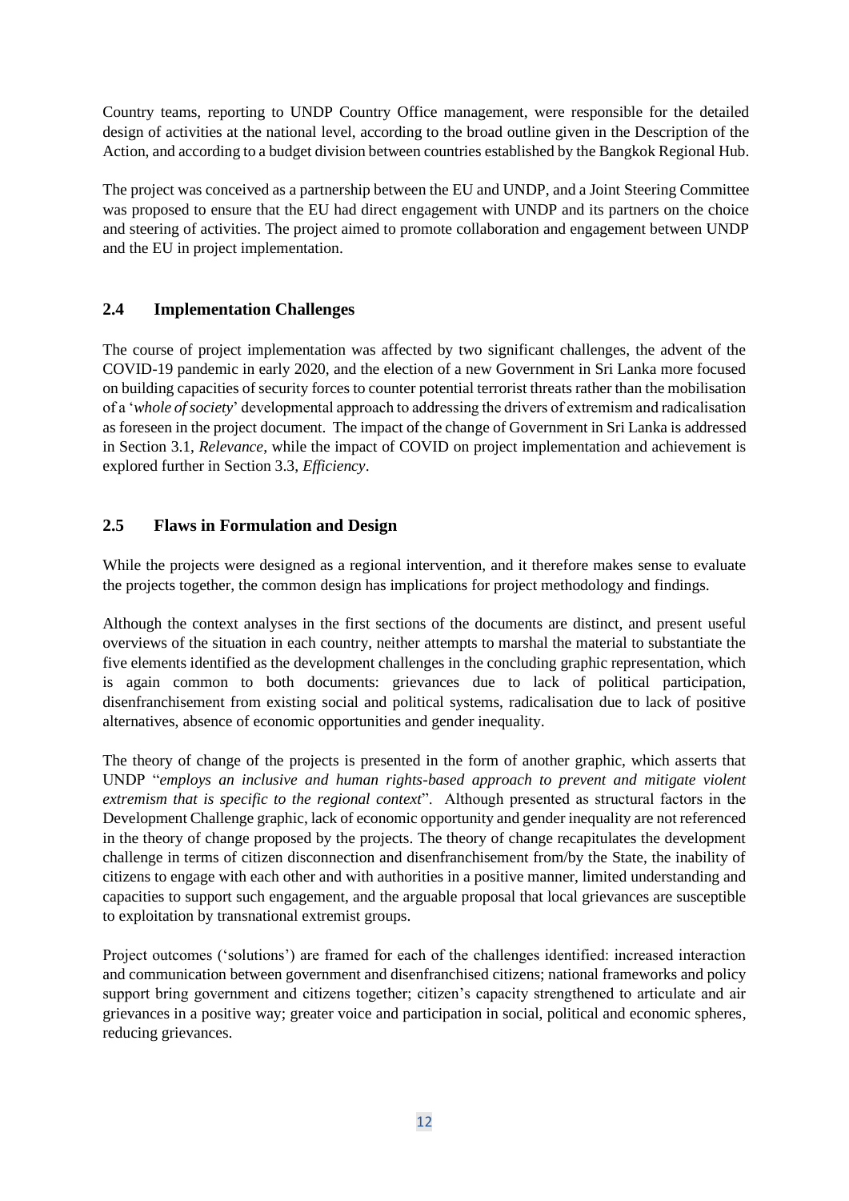Country teams, reporting to UNDP Country Office management, were responsible for the detailed design of activities at the national level, according to the broad outline given in the Description of the Action, and according to a budget division between countries established by the Bangkok Regional Hub.

The project was conceived as a partnership between the EU and UNDP, and a Joint Steering Committee was proposed to ensure that the EU had direct engagement with UNDP and its partners on the choice and steering of activities. The project aimed to promote collaboration and engagement between UNDP and the EU in project implementation.

## 2.4 Implementation Challenges

The course of project implementation was affected by two significant challenges, the advent of the COVID-19 pandemic in early 2020, and the election of a new Government in Sri Lanka more focused on building capacities of security forces to counter potential terrorist threats rather than the mobilisation of a '*whole of society*' developmental approach to addressing the drivers of extremism and radicalisation as foreseen in the project document. The impact of the change of Government in Sri Lanka is addressed in Section 3.1, *Relevance*, while the impact of COVID on project implementation and achievement is explored further in Section 3.3, *Efficiency*.

## 2.5 Flaws in Formulation and Design

While the projects were designed as a regional intervention, and it therefore makes sense to evaluate the projects together, the common design has implications for project methodology and findings.

Although the context analyses in the first sections of the documents are distinct, and present useful overviews of the situation in each country, neither attempts to marshal the material to substantiate the five elements identified as the development challenges in the concluding graphic representation, which is again common to both documents: grievances due to lack of political participation, disenfranchisement from existing social and political systems, radicalisation due to lack of positive alternatives, absence of economic opportunities and gender inequality.

The theory of change of the projects is presented in the form of another graphic, which asserts that UNDP "*employs an inclusive and human rights-based approach to prevent and mitigate violent extremism that is specific to the regional context*". Although presented as structural factors in the Development Challenge graphic, lack of economic opportunity and gender inequality are not referenced in the theory of change proposed by the projects. The theory of change recapitulates the development challenge in terms of citizen disconnection and disenfranchisement from/by the State, the inability of citizens to engage with each other and with authorities in a positive manner, limited understanding and capacities to support such engagement, and the arguable proposal that local grievances are susceptible to exploitation by transnational extremist groups.

Project outcomes ('solutions') are framed for each of the challenges identified: increased interaction and communication between government and disenfranchised citizens; national frameworks and policy support bring government and citizens together; citizen's capacity strengthened to articulate and air grievances in a positive way; greater voice and participation in social, political and economic spheres, reducing grievances.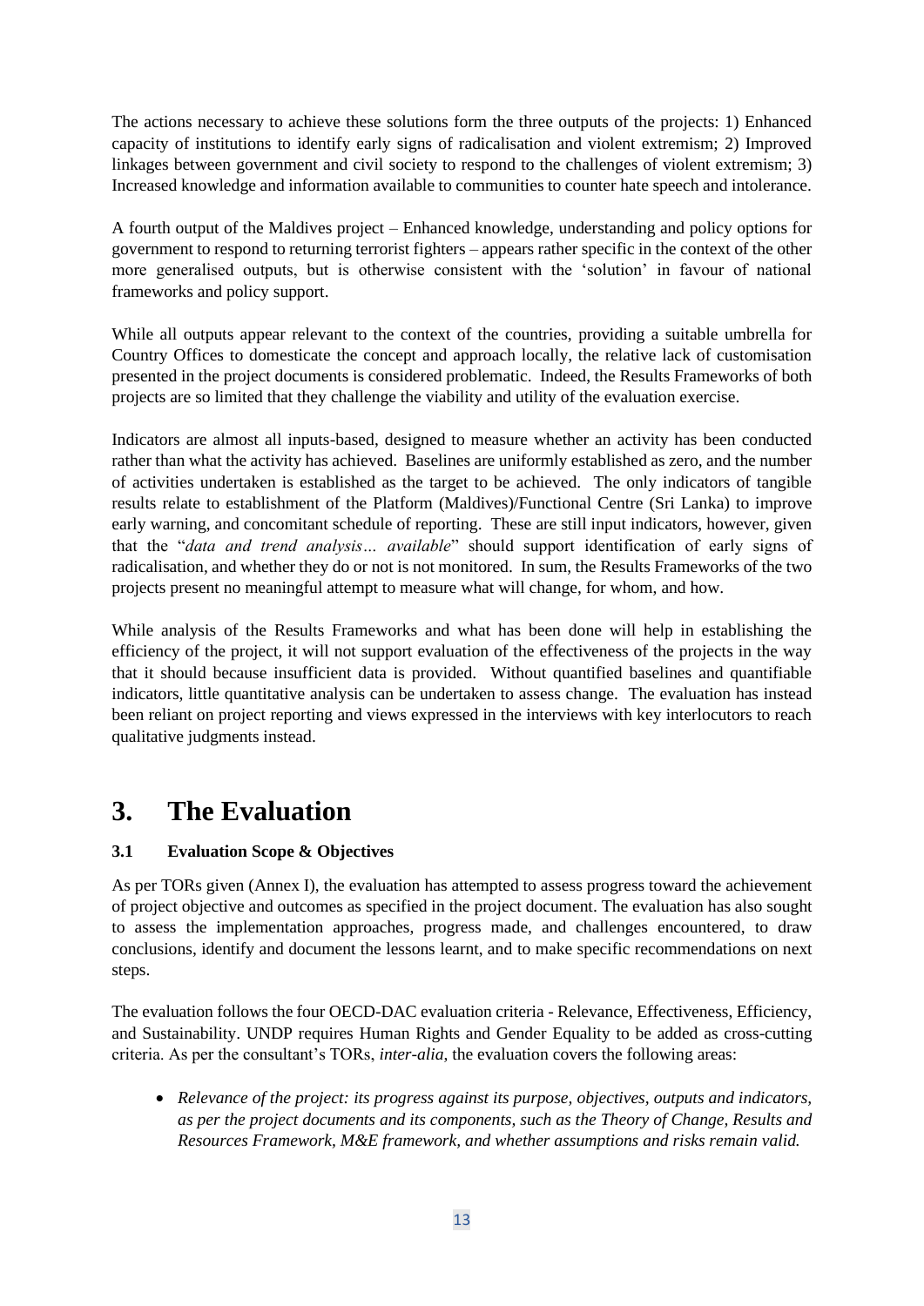The actions necessary to achieve these solutions form the three outputs of the projects: 1) Enhanced capacity of institutions to identify early signs of radicalisation and violent extremism; 2) Improved linkages between government and civil society to respond to the challenges of violent extremism; 3) Increased knowledge and information available to communities to counter hate speech and intolerance.

A fourth output of the Maldives project – Enhanced knowledge, understanding and policy options for government to respond to returning terrorist fighters – appears rather specific in the context of the other more generalised outputs, but is otherwise consistent with the 'solution' in favour of national frameworks and policy support.

While all outputs appear relevant to the context of the countries, providing a suitable umbrella for Country Offices to domesticate the concept and approach locally, the relative lack of customisation presented in the project documents is considered problematic. Indeed, the Results Frameworks of both projects are so limited that they challenge the viability and utility of the evaluation exercise.

Indicators are almost all inputs-based, designed to measure whether an activity has been conducted rather than what the activity has achieved. Baselines are uniformly established as zero, and the number of activities undertaken is established as the target to be achieved. The only indicators of tangible results relate to establishment of the Platform (Maldives)/Functional Centre (Sri Lanka) to improve early warning, and concomitant schedule of reporting. These are still input indicators, however, given that the "*data and trend analysis… available*" should support identification of early signs of radicalisation, and whether they do or not is not monitored. In sum, the Results Frameworks of the two projects present no meaningful attempt to measure what will change, for whom, and how.

While analysis of the Results Frameworks and what has been done will help in establishing the efficiency of the project, it will not support evaluation of the effectiveness of the projects in the way that it should because insufficient data is provided. Without quantified baselines and quantifiable indicators, little quantitative analysis can be undertaken to assess change. The evaluation has instead been reliant on project reporting and views expressed in the interviews with key interlocutors to reach qualitative judgments instead.

# 3. The Evaluation

### 3.1 Evaluation Scope & Objectives

As per TORs given (Annex I), the evaluation has attempted to assess progress toward the achievement of project objective and outcomes as specified in the project document. The evaluation has also sought to assess the implementation approaches, progress made, and challenges encountered, to draw conclusions, identify and document the lessons learnt, and to make specific recommendations on next steps.

The evaluation follows the four OECD-DAC evaluation criteria - Relevance, Effectiveness, Efficiency, and Sustainability. UNDP requires Human Rights and Gender Equality to be added as cross-cutting criteria. As per the consultant's TORs, *inter-alia*, the evaluation covers the following areas:

- *Relevance of the project: its progress against its purpose, objectives, outputs and indicators, as per the project documents and its components, such as the Theory of Change, Results and Resources Framework, M&E framework, and whether assumptions and risks remain valid.*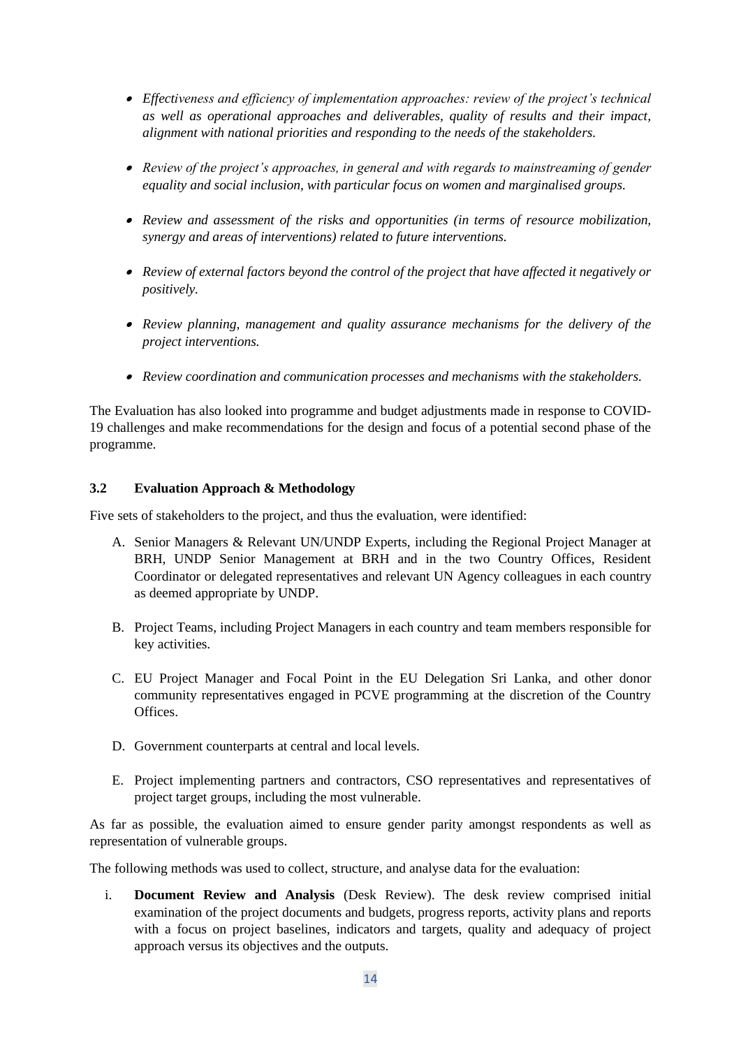- *Effectiveness and efficiency of implementation approaches: review of the project's technical as well as operational approaches and deliverables, quality of results and their impact, alignment with national priorities and responding to the needs of the stakeholders.*

- *Review of the project's approaches, in general and with regards to mainstreaming of gender equality and social inclusion, with particular focus on women and marginalised groups.*

- *Review and assessment of the risks and opportunities (in terms of resource mobilization, synergy and areas of interventions) related to future interventions.*

- *Review of external factors beyond the control of the project that have affected it negatively or positively.*

- *Review planning, management and quality assurance mechanisms for the delivery of the project interventions.*

- *Review coordination and communication processes and mechanisms with the stakeholders.*

The Evaluation has also looked into programme and budget adjustments made in response to COVID-19 challenges and make recommendations for the design and focus of a potential second phase of the programme.

### 3.2 Evaluation Approach & Methodology

Five sets of stakeholders to the project, and thus the evaluation, were identified:

A. Senior Managers & Relevant UN/UNDP Experts, including the Regional Project Manager at BRH, UNDP Senior Management at BRH and in the two Country Offices, Resident Coordinator or delegated representatives and relevant UN Agency colleagues in each country as deemed appropriate by UNDP.

B. Project Teams, including Project Managers in each country and team members responsible for key activities.

C. EU Project Manager and Focal Point in the EU Delegation Sri Lanka, and other donor community representatives engaged in PCVE programming at the discretion of the Country Offices.

D. Government counterparts at central and local levels.

E. Project implementing partners and contractors, CSO representatives and representatives of project target groups, including the most vulnerable.

As far as possible, the evaluation aimed to ensure gender parity amongst respondents as well as representation of vulnerable groups.

The following methods was used to collect, structure, and analyse data for the evaluation:

i. **Document Review and Analysis** (Desk Review). The desk review comprised initial examination of the project documents and budgets, progress reports, activity plans and reports with a focus on project baselines, indicators and targets, quality and adequacy of project approach versus its objectives and the outputs.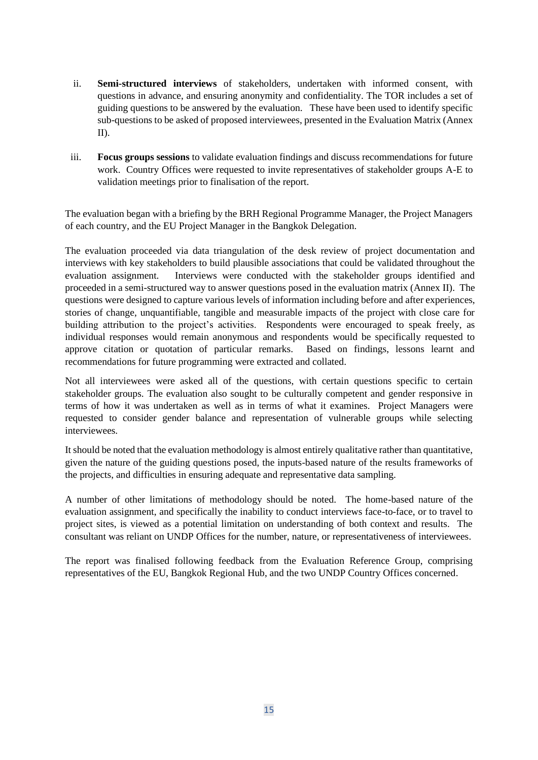ii. **Semi-structured interviews** of stakeholders, undertaken with informed consent, with questions in advance, and ensuring anonymity and confidentiality. The TOR includes a set of guiding questions to be answered by the evaluation. These have been used to identify specific sub-questions to be asked of proposed interviewees, presented in the Evaluation Matrix (Annex II).

iii. **Focus groups sessions** to validate evaluation findings and discuss recommendations for future work. Country Offices were requested to invite representatives of stakeholder groups A-E to validation meetings prior to finalisation of the report.

The evaluation began with a briefing by the BRH Regional Programme Manager, the Project Managers of each country, and the EU Project Manager in the Bangkok Delegation.

The evaluation proceeded via data triangulation of the desk review of project documentation and interviews with key stakeholders to build plausible associations that could be validated throughout the evaluation assignment. Interviews were conducted with the stakeholder groups identified and proceeded in a semi-structured way to answer questions posed in the evaluation matrix (Annex II). The questions were designed to capture various levels of information including before and after experiences, stories of change, unquantifiable, tangible and measurable impacts of the project with close care for building attribution to the project's activities. Respondents were encouraged to speak freely, as individual responses would remain anonymous and respondents would be specifically requested to approve citation or quotation of particular remarks. Based on findings, lessons learnt and recommendations for future programming were extracted and collated.

Not all interviewees were asked all of the questions, with certain questions specific to certain stakeholder groups. The evaluation also sought to be culturally competent and gender responsive in terms of how it was undertaken as well as in terms of what it examines. Project Managers were requested to consider gender balance and representation of vulnerable groups while selecting interviewees.

It should be noted that the evaluation methodology is almost entirely qualitative rather than quantitative, given the nature of the guiding questions posed, the inputs-based nature of the results frameworks of the projects, and difficulties in ensuring adequate and representative data sampling.

A number of other limitations of methodology should be noted. The home-based nature of the evaluation assignment, and specifically the inability to conduct interviews face-to-face, or to travel to project sites, is viewed as a potential limitation on understanding of both context and results. The consultant was reliant on UNDP Offices for the number, nature, or representativeness of interviewees.

The report was finalised following feedback from the Evaluation Reference Group, comprising representatives of the EU, Bangkok Regional Hub, and the two UNDP Country Offices concerned.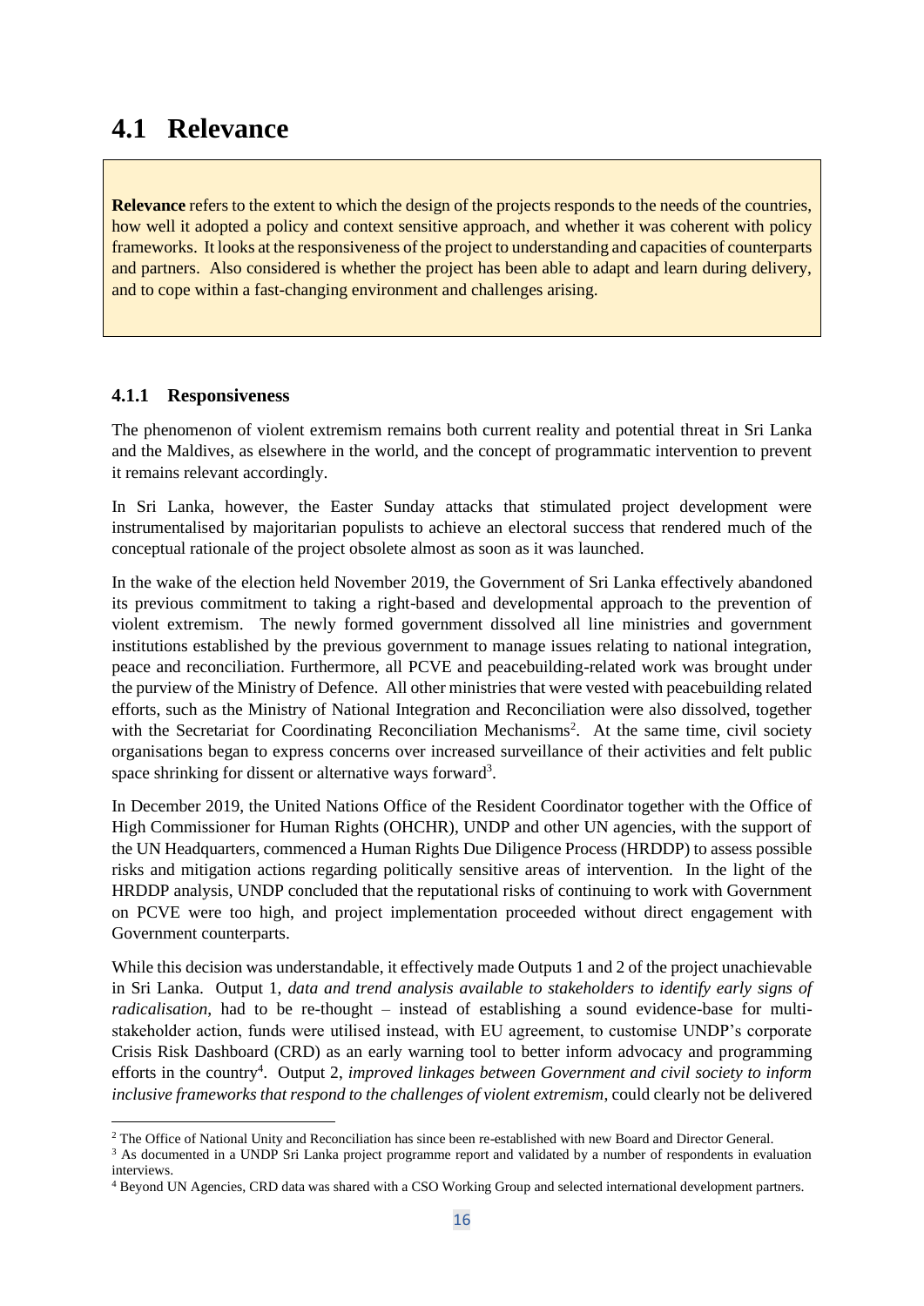## 4.1 Relevance

**Relevance** refers to the extent to which the design of the projects responds to the needs of the countries, how well it adopted a policy and context sensitive approach, and whether it was coherent with policy frameworks. It looks at the responsiveness of the project to understanding and capacities of counterparts and partners. Also considered is whether the project has been able to adapt and learn during delivery, and to cope within a fast-changing environment and challenges arising.

### 4.1.1 Responsiveness

The phenomenon of violent extremism remains both current reality and potential threat in Sri Lanka and the Maldives, as elsewhere in the world, and the concept of programmatic intervention to prevent it remains relevant accordingly.

In Sri Lanka, however, the Easter Sunday attacks that stimulated project development were instrumentalised by majoritarian populists to achieve an electoral success that rendered much of the conceptual rationale of the project obsolete almost as soon as it was launched.

In the wake of the election held November 2019, the Government of Sri Lanka effectively abandoned its previous commitment to taking a right-based and developmental approach to the prevention of violent extremism. The newly formed government dissolved all line ministries and government institutions established by the previous government to manage issues relating to national integration, peace and reconciliation. Furthermore, all PCVE and peacebuilding-related work was brought under the purview of the Ministry of Defence. All other ministries that were vested with peacebuilding related efforts, such as the Ministry of National Integration and Reconciliation were also dissolved, together with the Secretariat for Coordinating Reconciliation Mechanisms[2]. At the same time, civil society organisations began to express concerns over increased surveillance of their activities and felt public space shrinking for dissent or alternative ways forward[3].

In December 2019, the United Nations Office of the Resident Coordinator together with the Office of High Commissioner for Human Rights (OHCHR), UNDP and other UN agencies, with the support of the UN Headquarters, commenced a Human Rights Due Diligence Process (HRDDP) to assess possible risks and mitigation actions regarding politically sensitive areas of intervention. In the light of the HRDDP analysis, UNDP concluded that the reputational risks of continuing to work with Government on PCVE were too high, and project implementation proceeded without direct engagement with Government counterparts.

While this decision was understandable, it effectively made Outputs 1 and 2 of the project unachievable in Sri Lanka. Output 1, *data and trend analysis available to stakeholders to identify early signs of radicalisation*, had to be re-thought – instead of establishing a sound evidence-base for multi-stakeholder action, funds were utilised instead, with EU agreement, to customise UNDP's corporate Crisis Risk Dashboard (CRD) as an early warning tool to better inform advocacy and programming efforts in the country[4]. Output 2, *improved linkages between Government and civil society to inform inclusive frameworks that respond to the challenges of violent extremism*, could clearly not be delivered

---

[2] The Office of National Unity and Reconciliation has since been re-established with new Board and Director General.

[3] As documented in a UNDP Sri Lanka project programme report and validated by a number of respondents in evaluation interviews.

[4] Beyond UN Agencies, CRD data was shared with a CSO Working Group and selected international development partners.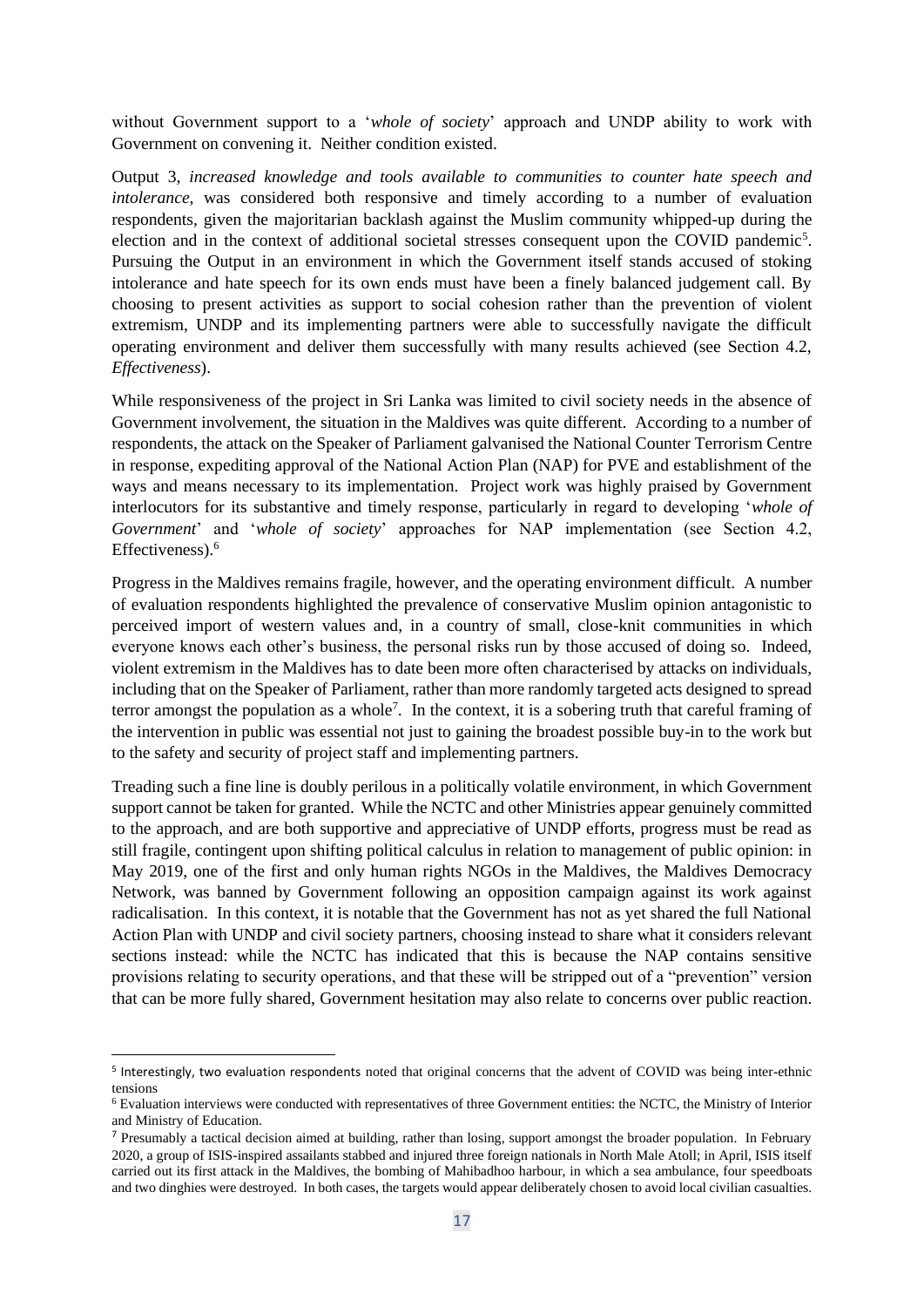without Government support to a '*whole of society*' approach and UNDP ability to work with Government on convening it. Neither condition existed.

Output 3, *increased knowledge and tools available to communities to counter hate speech and intolerance*, was considered both responsive and timely according to a number of evaluation respondents, given the majoritarian backlash against the Muslim community whipped-up during the election and in the context of additional societal stresses consequent upon the COVID pandemic[5]. Pursuing the Output in an environment in which the Government itself stands accused of stoking intolerance and hate speech for its own ends must have been a finely balanced judgement call. By choosing to present activities as support to social cohesion rather than the prevention of violent extremism, UNDP and its implementing partners were able to successfully navigate the difficult operating environment and deliver them successfully with many results achieved (see Section 4.2, *Effectiveness*).

While responsiveness of the project in Sri Lanka was limited to civil society needs in the absence of Government involvement, the situation in the Maldives was quite different. According to a number of respondents, the attack on the Speaker of Parliament galvanised the National Counter Terrorism Centre in response, expediting approval of the National Action Plan (NAP) for PVE and establishment of the ways and means necessary to its implementation. Project work was highly praised by Government interlocutors for its substantive and timely response, particularly in regard to developing '*whole of Government*' and '*whole of society*' approaches for NAP implementation (see Section 4.2, Effectiveness).[6]

Progress in the Maldives remains fragile, however, and the operating environment difficult. A number of evaluation respondents highlighted the prevalence of conservative Muslim opinion antagonistic to perceived import of western values and, in a country of small, close-knit communities in which everyone knows each other's business, the personal risks run by those accused of doing so. Indeed, violent extremism in the Maldives has to date been more often characterised by attacks on individuals, including that on the Speaker of Parliament, rather than more randomly targeted acts designed to spread terror amongst the population as a whole[7]. In the context, it is a sobering truth that careful framing of the intervention in public was essential not just to gaining the broadest possible buy-in to the work but to the safety and security of project staff and implementing partners.

Treading such a fine line is doubly perilous in a politically volatile environment, in which Government support cannot be taken for granted. While the NCTC and other Ministries appear genuinely committed to the approach, and are both supportive and appreciative of UNDP efforts, progress must be read as still fragile, contingent upon shifting political calculus in relation to management of public opinion: in May 2019, one of the first and only human rights NGOs in the Maldives, the Maldives Democracy Network, was banned by Government following an opposition campaign against its work against radicalisation. In this context, it is notable that the Government has not as yet shared the full National Action Plan with UNDP and civil society partners, choosing instead to share what it considers relevant sections instead: while the NCTC has indicated that this is because the NAP contains sensitive provisions relating to security operations, and that these will be stripped out of a "prevention" version that can be more fully shared, Government hesitation may also relate to concerns over public reaction.

---

[5] Interestingly, two evaluation respondents noted that original concerns that the advent of COVID was being inter-ethnic tensions

[6] Evaluation interviews were conducted with representatives of three Government entities: the NCTC, the Ministry of Interior and Ministry of Education.

[7] Presumably a tactical decision aimed at building, rather than losing, support amongst the broader population. In February 2020, a group of ISIS-inspired assailants stabbed and injured three foreign nationals in North Male Atoll; in April, ISIS itself carried out its first attack in the Maldives, the bombing of Mahibadhoo harbour, in which a sea ambulance, four speedboats and two dinghies were destroyed. In both cases, the targets would appear deliberately chosen to avoid local civilian casualties.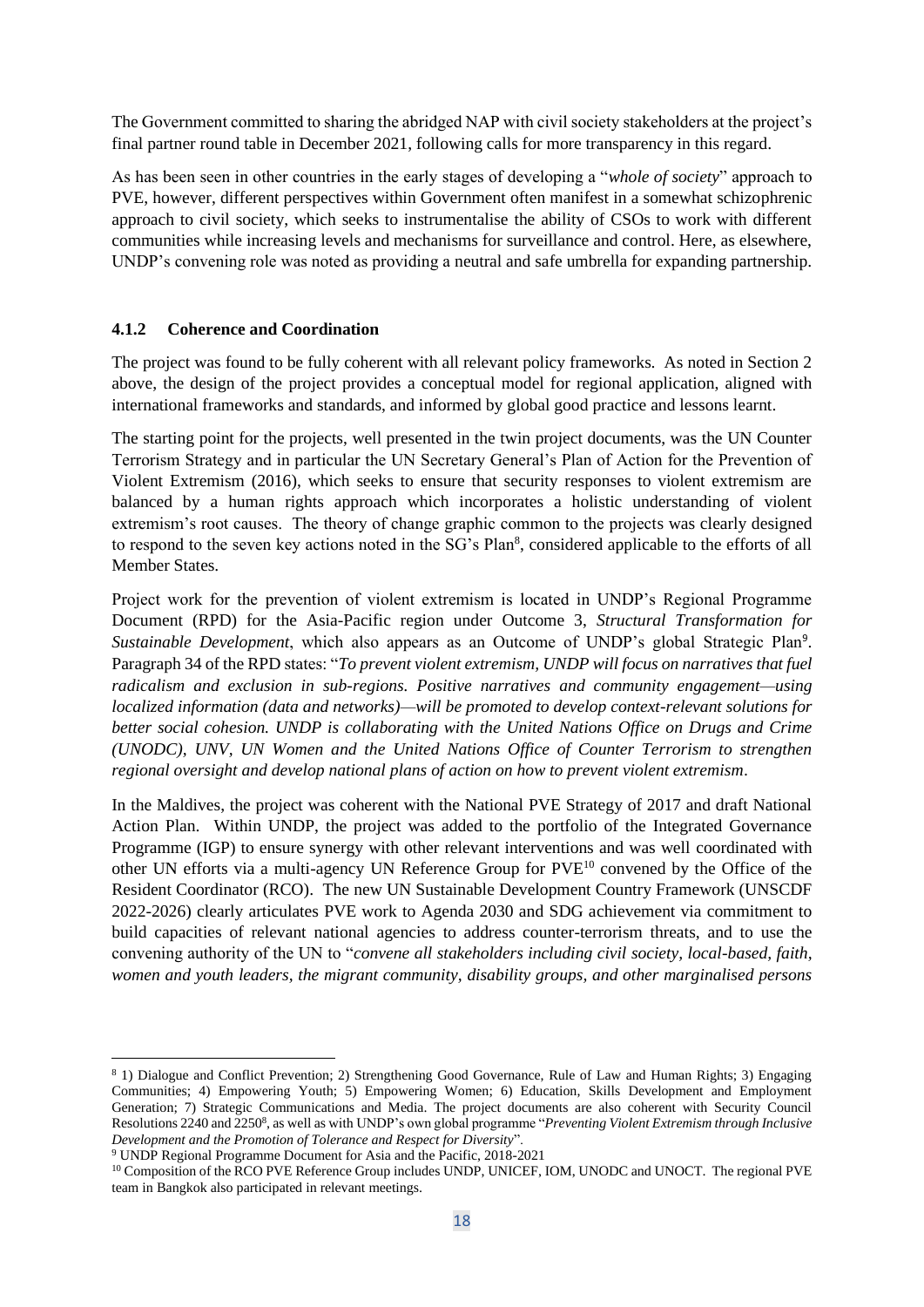The Government committed to sharing the abridged NAP with civil society stakeholders at the project's final partner round table in December 2021, following calls for more transparency in this regard.

As has been seen in other countries in the early stages of developing a "*whole of society*" approach to PVE, however, different perspectives within Government often manifest in a somewhat schizophrenic approach to civil society, which seeks to instrumentalise the ability of CSOs to work with different communities while increasing levels and mechanisms for surveillance and control. Here, as elsewhere, UNDP's convening role was noted as providing a neutral and safe umbrella for expanding partnership.

#### 4.1.2 Coherence and Coordination

The project was found to be fully coherent with all relevant policy frameworks. As noted in Section 2 above, the design of the project provides a conceptual model for regional application, aligned with international frameworks and standards, and informed by global good practice and lessons learnt.

The starting point for the projects, well presented in the twin project documents, was the UN Counter Terrorism Strategy and in particular the UN Secretary General's Plan of Action for the Prevention of Violent Extremism (2016), which seeks to ensure that security responses to violent extremism are balanced by a human rights approach which incorporates a holistic understanding of violent extremism's root causes. The theory of change graphic common to the projects was clearly designed to respond to the seven key actions noted in the SG's Plan[8], considered applicable to the efforts of all Member States.

Project work for the prevention of violent extremism is located in UNDP's Regional Programme Document (RPD) for the Asia-Pacific region under Outcome 3, *Structural Transformation for Sustainable Development*, which also appears as an Outcome of UNDP's global Strategic Plan[9]. Paragraph 34 of the RPD states: "*To prevent violent extremism, UNDP will focus on narratives that fuel radicalism and exclusion in sub-regions. Positive narratives and community engagement—using localized information (data and networks)—will be promoted to develop context-relevant solutions for better social cohesion. UNDP is collaborating with the United Nations Office on Drugs and Crime (UNODC), UNV, UN Women and the United Nations Office of Counter Terrorism to strengthen regional oversight and develop national plans of action on how to prevent violent extremism*.

In the Maldives, the project was coherent with the National PVE Strategy of 2017 and draft National Action Plan. Within UNDP, the project was added to the portfolio of the Integrated Governance Programme (IGP) to ensure synergy with other relevant interventions and was well coordinated with other UN efforts via a multi-agency UN Reference Group for PVE[10] convened by the Office of the Resident Coordinator (RCO). The new UN Sustainable Development Country Framework (UNSCDF 2022-2026) clearly articulates PVE work to Agenda 2030 and SDG achievement via commitment to build capacities of relevant national agencies to address counter-terrorism threats, and to use the convening authority of the UN to "*convene all stakeholders including civil society, local-based, faith, women and youth leaders, the migrant community, disability groups, and other marginalised persons*

---

[8] 1) Dialogue and Conflict Prevention; 2) Strengthening Good Governance, Rule of Law and Human Rights; 3) Engaging Communities; 4) Empowering Youth; 5) Empowering Women; 6) Education, Skills Development and Employment Generation; 7) Strategic Communications and Media. The project documents are also coherent with Security Council Resolutions 2240 and 2250[8], as well as with UNDP's own global programme "*Preventing Violent Extremism through Inclusive Development and the Promotion of Tolerance and Respect for Diversity*".

[9] UNDP Regional Programme Document for Asia and the Pacific, 2018-2021

[10] Composition of the RCO PVE Reference Group includes UNDP, UNICEF, IOM, UNODC and UNOCT. The regional PVE team in Bangkok also participated in relevant meetings.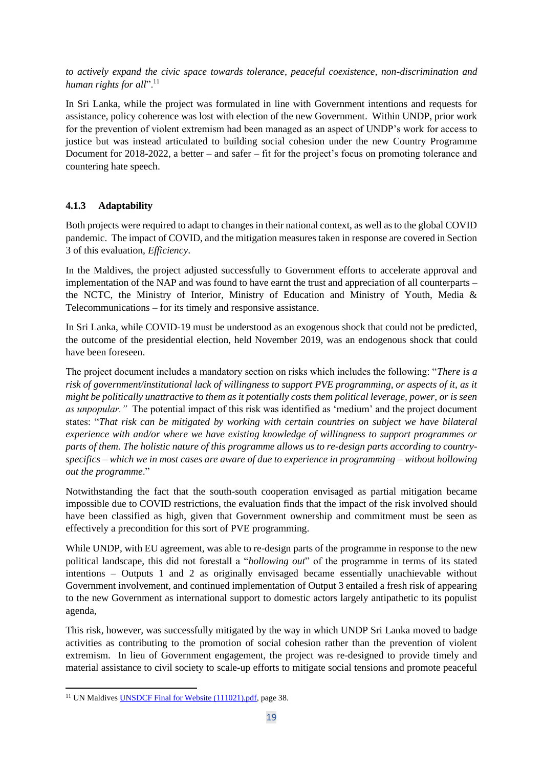*to actively expand the civic space towards tolerance, peaceful coexistence, non-discrimination and human rights for all*".[11]

In Sri Lanka, while the project was formulated in line with Government intentions and requests for assistance, policy coherence was lost with election of the new Government. Within UNDP, prior work for the prevention of violent extremism had been managed as an aspect of UNDP's work for access to justice but was instead articulated to building social cohesion under the new Country Programme Document for 2018-2022, a better – and safer – fit for the project's focus on promoting tolerance and countering hate speech.

### 4.1.3 Adaptability

Both projects were required to adapt to changes in their national context, as well as to the global COVID pandemic. The impact of COVID, and the mitigation measures taken in response are covered in Section 3 of this evaluation, *Efficiency*.

In the Maldives, the project adjusted successfully to Government efforts to accelerate approval and implementation of the NAP and was found to have earnt the trust and appreciation of all counterparts – the NCTC, the Ministry of Interior, Ministry of Education and Ministry of Youth, Media & Telecommunications – for its timely and responsive assistance.

In Sri Lanka, while COVID-19 must be understood as an exogenous shock that could not be predicted, the outcome of the presidential election, held November 2019, was an endogenous shock that could have been foreseen.

The project document includes a mandatory section on risks which includes the following: "*There is a risk of government/institutional lack of willingness to support PVE programming, or aspects of it, as it might be politically unattractive to them as it potentially costs them political leverage, power, or is seen as unpopular."* The potential impact of this risk was identified as 'medium' and the project document states: "*That risk can be mitigated by working with certain countries on subject we have bilateral experience with and/or where we have existing knowledge of willingness to support programmes or parts of them. The holistic nature of this programme allows us to re-design parts according to country-specifics – which we in most cases are aware of due to experience in programming – without hollowing out the programme*."

Notwithstanding the fact that the south-south cooperation envisaged as partial mitigation became impossible due to COVID restrictions, the evaluation finds that the impact of the risk involved should have been classified as high, given that Government ownership and commitment must be seen as effectively a precondition for this sort of PVE programming.

While UNDP, with EU agreement, was able to re-design parts of the programme in response to the new political landscape, this did not forestall a "*hollowing out*" of the programme in terms of its stated intentions – Outputs 1 and 2 as originally envisaged became essentially unachievable without Government involvement, and continued implementation of Output 3 entailed a fresh risk of appearing to the new Government as international support to domestic actors largely antipathetic to its populist agenda,

This risk, however, was successfully mitigated by the way in which UNDP Sri Lanka moved to badge activities as contributing to the promotion of social cohesion rather than the prevention of violent extremism. In lieu of Government engagement, the project was re-designed to provide timely and material assistance to civil society to scale-up efforts to mitigate social tensions and promote peaceful

[11] UN Maldives UNSDCF Final for Website (111021).pdf, page 38.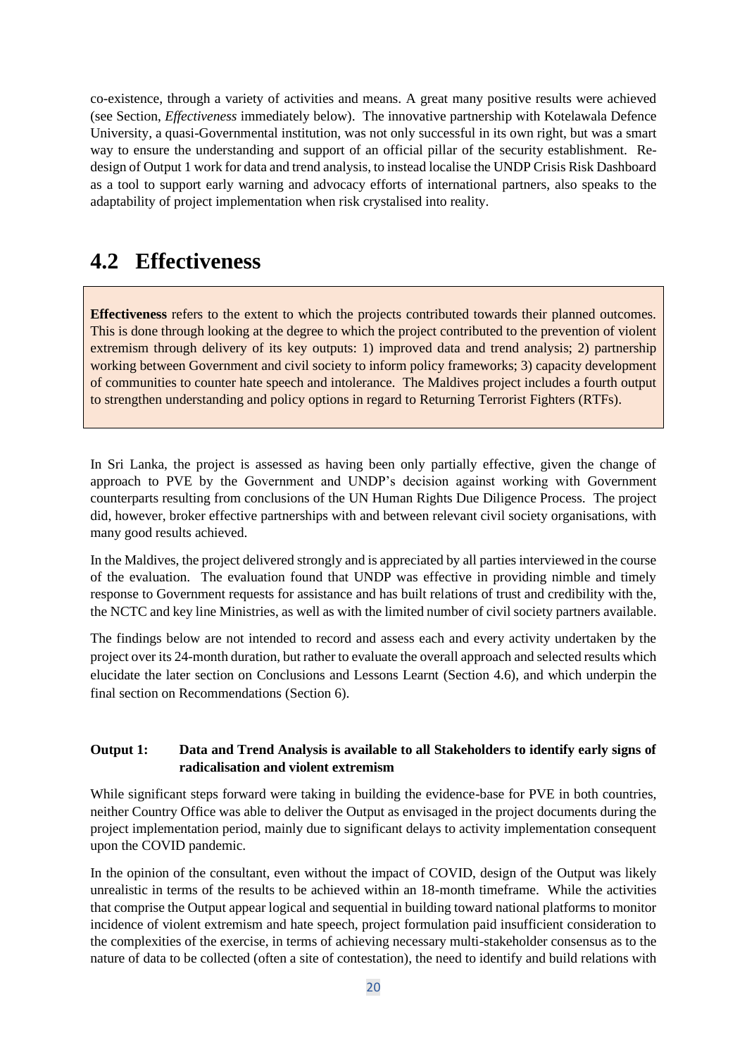co-existence, through a variety of activities and means. A great many positive results were achieved (see Section, *Effectiveness* immediately below). The innovative partnership with Kotelawala Defence University, a quasi-Governmental institution, was not only successful in its own right, but was a smart way to ensure the understanding and support of an official pillar of the security establishment. Re-design of Output 1 work for data and trend analysis, to instead localise the UNDP Crisis Risk Dashboard as a tool to support early warning and advocacy efforts of international partners, also speaks to the adaptability of project implementation when risk crystalised into reality.

## 4.2 Effectiveness

**Effectiveness** refers to the extent to which the projects contributed towards their planned outcomes. This is done through looking at the degree to which the project contributed to the prevention of violent extremism through delivery of its key outputs: 1) improved data and trend analysis; 2) partnership working between Government and civil society to inform policy frameworks; 3) capacity development of communities to counter hate speech and intolerance. The Maldives project includes a fourth output to strengthen understanding and policy options in regard to Returning Terrorist Fighters (RTFs).

In Sri Lanka, the project is assessed as having been only partially effective, given the change of approach to PVE by the Government and UNDP's decision against working with Government counterparts resulting from conclusions of the UN Human Rights Due Diligence Process. The project did, however, broker effective partnerships with and between relevant civil society organisations, with many good results achieved.

In the Maldives, the project delivered strongly and is appreciated by all parties interviewed in the course of the evaluation. The evaluation found that UNDP was effective in providing nimble and timely response to Government requests for assistance and has built relations of trust and credibility with the, the NCTC and key line Ministries, as well as with the limited number of civil society partners available.

The findings below are not intended to record and assess each and every activity undertaken by the project over its 24-month duration, but rather to evaluate the overall approach and selected results which elucidate the later section on Conclusions and Lessons Learnt (Section 4.6), and which underpin the final section on Recommendations (Section 6).

**Output 1: Data and Trend Analysis is available to all Stakeholders to identify early signs of radicalisation and violent extremism**

While significant steps forward were taking in building the evidence-base for PVE in both countries, neither Country Office was able to deliver the Output as envisaged in the project documents during the project implementation period, mainly due to significant delays to activity implementation consequent upon the COVID pandemic.

In the opinion of the consultant, even without the impact of COVID, design of the Output was likely unrealistic in terms of the results to be achieved within an 18-month timeframe. While the activities that comprise the Output appear logical and sequential in building toward national platforms to monitor incidence of violent extremism and hate speech, project formulation paid insufficient consideration to the complexities of the exercise, in terms of achieving necessary multi-stakeholder consensus as to the nature of data to be collected (often a site of contestation), the need to identify and build relations with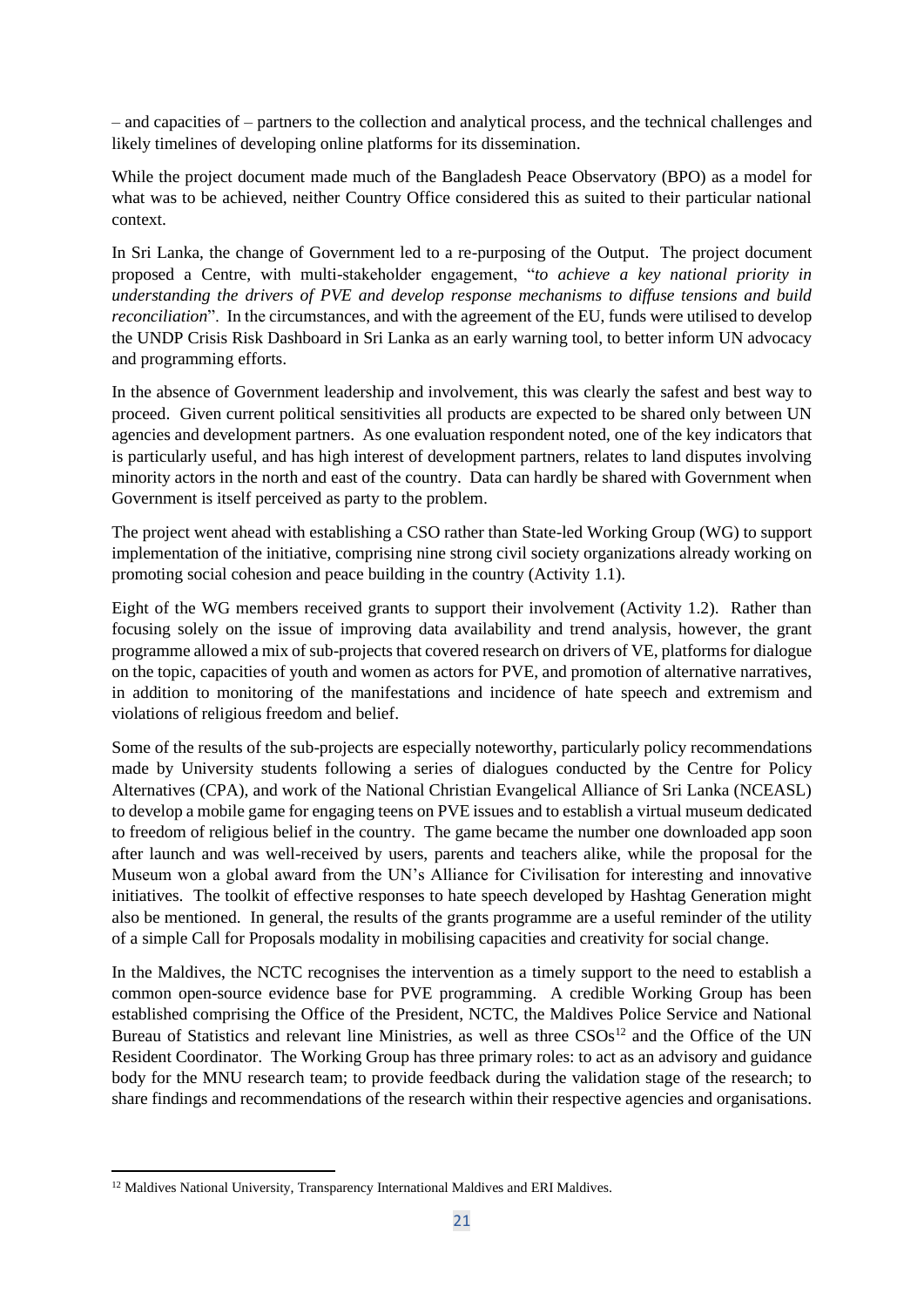– and capacities of – partners to the collection and analytical process, and the technical challenges and likely timelines of developing online platforms for its dissemination.

While the project document made much of the Bangladesh Peace Observatory (BPO) as a model for what was to be achieved, neither Country Office considered this as suited to their particular national context.

In Sri Lanka, the change of Government led to a re-purposing of the Output. The project document proposed a Centre, with multi-stakeholder engagement, "*to achieve a key national priority in understanding the drivers of PVE and develop response mechanisms to diffuse tensions and build reconciliation*". In the circumstances, and with the agreement of the EU, funds were utilised to develop the UNDP Crisis Risk Dashboard in Sri Lanka as an early warning tool, to better inform UN advocacy and programming efforts.

In the absence of Government leadership and involvement, this was clearly the safest and best way to proceed. Given current political sensitivities all products are expected to be shared only between UN agencies and development partners. As one evaluation respondent noted, one of the key indicators that is particularly useful, and has high interest of development partners, relates to land disputes involving minority actors in the north and east of the country. Data can hardly be shared with Government when Government is itself perceived as party to the problem.

The project went ahead with establishing a CSO rather than State-led Working Group (WG) to support implementation of the initiative, comprising nine strong civil society organizations already working on promoting social cohesion and peace building in the country (Activity 1.1).

Eight of the WG members received grants to support their involvement (Activity 1.2). Rather than focusing solely on the issue of improving data availability and trend analysis, however, the grant programme allowed a mix of sub-projects that covered research on drivers of VE, platforms for dialogue on the topic, capacities of youth and women as actors for PVE, and promotion of alternative narratives, in addition to monitoring of the manifestations and incidence of hate speech and extremism and violations of religious freedom and belief.

Some of the results of the sub-projects are especially noteworthy, particularly policy recommendations made by University students following a series of dialogues conducted by the Centre for Policy Alternatives (CPA), and work of the National Christian Evangelical Alliance of Sri Lanka (NCEASL) to develop a mobile game for engaging teens on PVE issues and to establish a virtual museum dedicated to freedom of religious belief in the country. The game became the number one downloaded app soon after launch and was well-received by users, parents and teachers alike, while the proposal for the Museum won a global award from the UN's Alliance for Civilisation for interesting and innovative initiatives. The toolkit of effective responses to hate speech developed by Hashtag Generation might also be mentioned. In general, the results of the grants programme are a useful reminder of the utility of a simple Call for Proposals modality in mobilising capacities and creativity for social change.

In the Maldives, the NCTC recognises the intervention as a timely support to the need to establish a common open-source evidence base for PVE programming. A credible Working Group has been established comprising the Office of the President, NCTC, the Maldives Police Service and National Bureau of Statistics and relevant line Ministries, as well as three CSOs[12] and the Office of the UN Resident Coordinator. The Working Group has three primary roles: to act as an advisory and guidance body for the MNU research team; to provide feedback during the validation stage of the research; to share findings and recommendations of the research within their respective agencies and organisations.

[12] Maldives National University, Transparency International Maldives and ERI Maldives.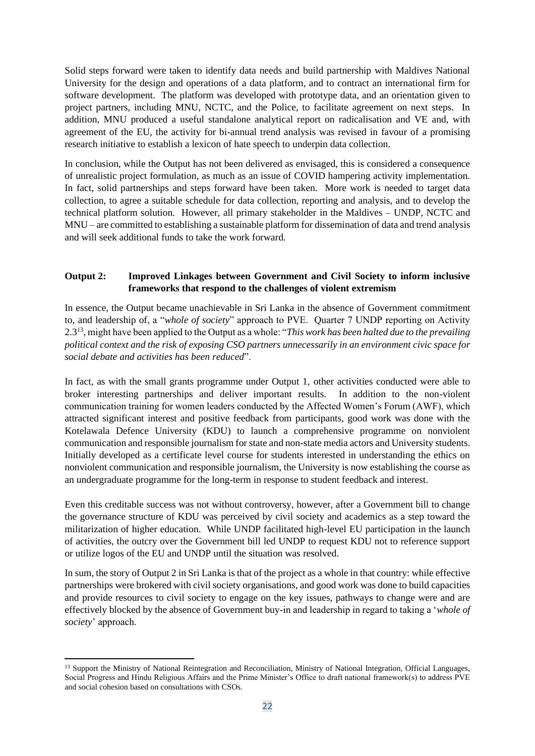Solid steps forward were taken to identify data needs and build partnership with Maldives National University for the design and operations of a data platform, and to contract an international firm for software development. The platform was developed with prototype data, and an orientation given to project partners, including MNU, NCTC, and the Police, to facilitate agreement on next steps. In addition, MNU produced a useful standalone analytical report on radicalisation and VE and, with agreement of the EU, the activity for bi-annual trend analysis was revised in favour of a promising research initiative to establish a lexicon of hate speech to underpin data collection.

In conclusion, while the Output has not been delivered as envisaged, this is considered a consequence of unrealistic project formulation, as much as an issue of COVID hampering activity implementation. In fact, solid partnerships and steps forward have been taken. More work is needed to target data collection, to agree a suitable schedule for data collection, reporting and analysis, and to develop the technical platform solution. However, all primary stakeholder in the Maldives – UNDP, NCTC and MNU – are committed to establishing a sustainable platform for dissemination of data and trend analysis and will seek additional funds to take the work forward.

**Output 2: Improved Linkages between Government and Civil Society to inform inclusive frameworks that respond to the challenges of violent extremism**

In essence, the Output became unachievable in Sri Lanka in the absence of Government commitment to, and leadership of, a "*whole of society*" approach to PVE. Quarter 7 UNDP reporting on Activity 2.3[13], might have been applied to the Output as a whole: "*This work has been halted due to the prevailing political context and the risk of exposing CSO partners unnecessarily in an environment civic space for social debate and activities has been reduced*".

In fact, as with the small grants programme under Output 1, other activities conducted were able to broker interesting partnerships and deliver important results. In addition to the non-violent communication training for women leaders conducted by the Affected Women's Forum (AWF), which attracted significant interest and positive feedback from participants, good work was done with the Kotelawala Defence University (KDU) to launch a comprehensive programme on nonviolent communication and responsible journalism for state and non-state media actors and University students. Initially developed as a certificate level course for students interested in understanding the ethics on nonviolent communication and responsible journalism, the University is now establishing the course as an undergraduate programme for the long-term in response to student feedback and interest.

Even this creditable success was not without controversy, however, after a Government bill to change the governance structure of KDU was perceived by civil society and academics as a step toward the militarization of higher education. While UNDP facilitated high-level EU participation in the launch of activities, the outcry over the Government bill led UNDP to request KDU not to reference support or utilize logos of the EU and UNDP until the situation was resolved.

In sum, the story of Output 2 in Sri Lanka is that of the project as a whole in that country: while effective partnerships were brokered with civil society organisations, and good work was done to build capacities and provide resources to civil society to engage on the key issues, pathways to change were and are effectively blocked by the absence of Government buy-in and leadership in regard to taking a '*whole of society*' approach.

[13] Support the Ministry of National Reintegration and Reconciliation, Ministry of National Integration, Official Languages, Social Progress and Hindu Religious Affairs and the Prime Minister's Office to draft national framework(s) to address PVE and social cohesion based on consultations with CSOs.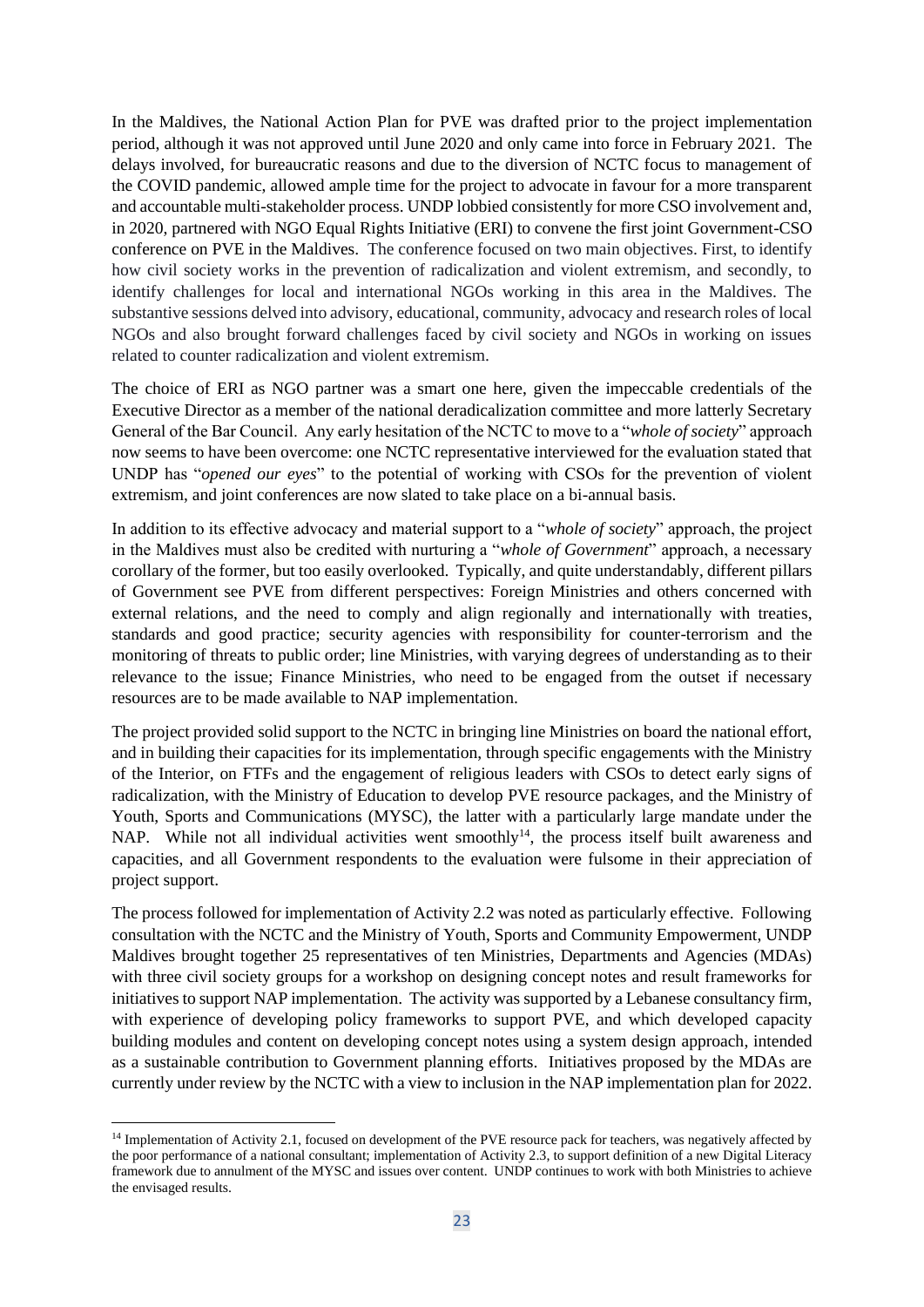In the Maldives, the National Action Plan for PVE was drafted prior to the project implementation period, although it was not approved until June 2020 and only came into force in February 2021. The delays involved, for bureaucratic reasons and due to the diversion of NCTC focus to management of the COVID pandemic, allowed ample time for the project to advocate in favour for a more transparent and accountable multi-stakeholder process. UNDP lobbied consistently for more CSO involvement and, in 2020, partnered with NGO Equal Rights Initiative (ERI) to convene the first joint Government-CSO conference on PVE in the Maldives. The conference focused on two main objectives. First, to identify how civil society works in the prevention of radicalization and violent extremism, and secondly, to identify challenges for local and international NGOs working in this area in the Maldives. The substantive sessions delved into advisory, educational, community, advocacy and research roles of local NGOs and also brought forward challenges faced by civil society and NGOs in working on issues related to counter radicalization and violent extremism.

The choice of ERI as NGO partner was a smart one here, given the impeccable credentials of the Executive Director as a member of the national deradicalization committee and more latterly Secretary General of the Bar Council. Any early hesitation of the NCTC to move to a "*whole of society*" approach now seems to have been overcome: one NCTC representative interviewed for the evaluation stated that UNDP has "*opened our eyes*" to the potential of working with CSOs for the prevention of violent extremism, and joint conferences are now slated to take place on a bi-annual basis.

In addition to its effective advocacy and material support to a "*whole of society*" approach, the project in the Maldives must also be credited with nurturing a "*whole of Government*" approach, a necessary corollary of the former, but too easily overlooked. Typically, and quite understandably, different pillars of Government see PVE from different perspectives: Foreign Ministries and others concerned with external relations, and the need to comply and align regionally and internationally with treaties, standards and good practice; security agencies with responsibility for counter-terrorism and the monitoring of threats to public order; line Ministries, with varying degrees of understanding as to their relevance to the issue; Finance Ministries, who need to be engaged from the outset if necessary resources are to be made available to NAP implementation.

The project provided solid support to the NCTC in bringing line Ministries on board the national effort, and in building their capacities for its implementation, through specific engagements with the Ministry of the Interior, on FTFs and the engagement of religious leaders with CSOs to detect early signs of radicalization, with the Ministry of Education to develop PVE resource packages, and the Ministry of Youth, Sports and Communications (MYSC), the latter with a particularly large mandate under the NAP. While not all individual activities went smoothly[14], the process itself built awareness and capacities, and all Government respondents to the evaluation were fulsome in their appreciation of project support.

The process followed for implementation of Activity 2.2 was noted as particularly effective. Following consultation with the NCTC and the Ministry of Youth, Sports and Community Empowerment, UNDP Maldives brought together 25 representatives of ten Ministries, Departments and Agencies (MDAs) with three civil society groups for a workshop on designing concept notes and result frameworks for initiatives to support NAP implementation. The activity was supported by a Lebanese consultancy firm, with experience of developing policy frameworks to support PVE, and which developed capacity building modules and content on developing concept notes using a system design approach, intended as a sustainable contribution to Government planning efforts. Initiatives proposed by the MDAs are currently under review by the NCTC with a view to inclusion in the NAP implementation plan for 2022.

[14] Implementation of Activity 2.1, focused on development of the PVE resource pack for teachers, was negatively affected by the poor performance of a national consultant; implementation of Activity 2.3, to support definition of a new Digital Literacy framework due to annulment of the MYSC and issues over content. UNDP continues to work with both Ministries to achieve the envisaged results.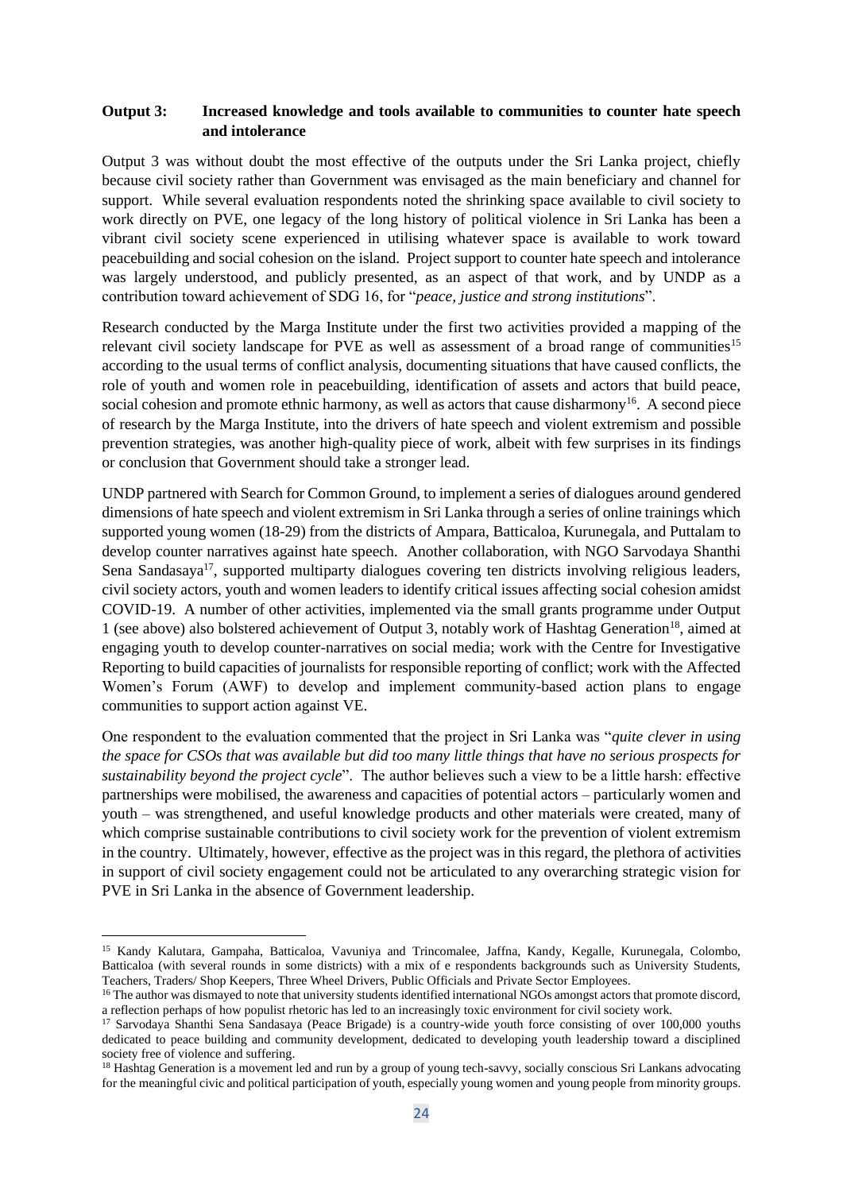**Output 3: Increased knowledge and tools available to communities to counter hate speech and intolerance**

Output 3 was without doubt the most effective of the outputs under the Sri Lanka project, chiefly because civil society rather than Government was envisaged as the main beneficiary and channel for support. While several evaluation respondents noted the shrinking space available to civil society to work directly on PVE, one legacy of the long history of political violence in Sri Lanka has been a vibrant civil society scene experienced in utilising whatever space is available to work toward peacebuilding and social cohesion on the island. Project support to counter hate speech and intolerance was largely understood, and publicly presented, as an aspect of that work, and by UNDP as a contribution toward achievement of SDG 16, for "*peace, justice and strong institutions*".

Research conducted by the Marga Institute under the first two activities provided a mapping of the relevant civil society landscape for PVE as well as assessment of a broad range of communities[15] according to the usual terms of conflict analysis, documenting situations that have caused conflicts, the role of youth and women role in peacebuilding, identification of assets and actors that build peace, social cohesion and promote ethnic harmony, as well as actors that cause disharmony[16]. A second piece of research by the Marga Institute, into the drivers of hate speech and violent extremism and possible prevention strategies, was another high-quality piece of work, albeit with few surprises in its findings or conclusion that Government should take a stronger lead.

UNDP partnered with Search for Common Ground, to implement a series of dialogues around gendered dimensions of hate speech and violent extremism in Sri Lanka through a series of online trainings which supported young women (18-29) from the districts of Ampara, Batticaloa, Kurunegala, and Puttalam to develop counter narratives against hate speech. Another collaboration, with NGO Sarvodaya Shanthi Sena Sandasaya[17], supported multiparty dialogues covering ten districts involving religious leaders, civil society actors, youth and women leaders to identify critical issues affecting social cohesion amidst COVID-19. A number of other activities, implemented via the small grants programme under Output 1 (see above) also bolstered achievement of Output 3, notably work of Hashtag Generation[18], aimed at engaging youth to develop counter-narratives on social media; work with the Centre for Investigative Reporting to build capacities of journalists for responsible reporting of conflict; work with the Affected Women's Forum (AWF) to develop and implement community-based action plans to engage communities to support action against VE.

One respondent to the evaluation commented that the project in Sri Lanka was "*quite clever in using the space for CSOs that was available but did too many little things that have no serious prospects for sustainability beyond the project cycle*". The author believes such a view to be a little harsh: effective partnerships were mobilised, the awareness and capacities of potential actors – particularly women and youth – was strengthened, and useful knowledge products and other materials were created, many of which comprise sustainable contributions to civil society work for the prevention of violent extremism in the country. Ultimately, however, effective as the project was in this regard, the plethora of activities in support of civil society engagement could not be articulated to any overarching strategic vision for PVE in Sri Lanka in the absence of Government leadership.

---

[15] Kandy Kalutara, Gampaha, Batticaloa, Vavuniya and Trincomalee, Jaffna, Kandy, Kegalle, Kurunegala, Colombo, Batticaloa (with several rounds in some districts) with a mix of e respondents backgrounds such as University Students, Teachers, Traders/ Shop Keepers, Three Wheel Drivers, Public Officials and Private Sector Employees.

[16] The author was dismayed to note that university students identified international NGOs amongst actors that promote discord, a reflection perhaps of how populist rhetoric has led to an increasingly toxic environment for civil society work.

[17] Sarvodaya Shanthi Sena Sandasaya (Peace Brigade) is a country-wide youth force consisting of over 100,000 youths dedicated to peace building and community development, dedicated to developing youth leadership toward a disciplined society free of violence and suffering.

[18] Hashtag Generation is a movement led and run by a group of young tech-savvy, socially conscious Sri Lankans advocating for the meaningful civic and political participation of youth, especially young women and young people from minority groups.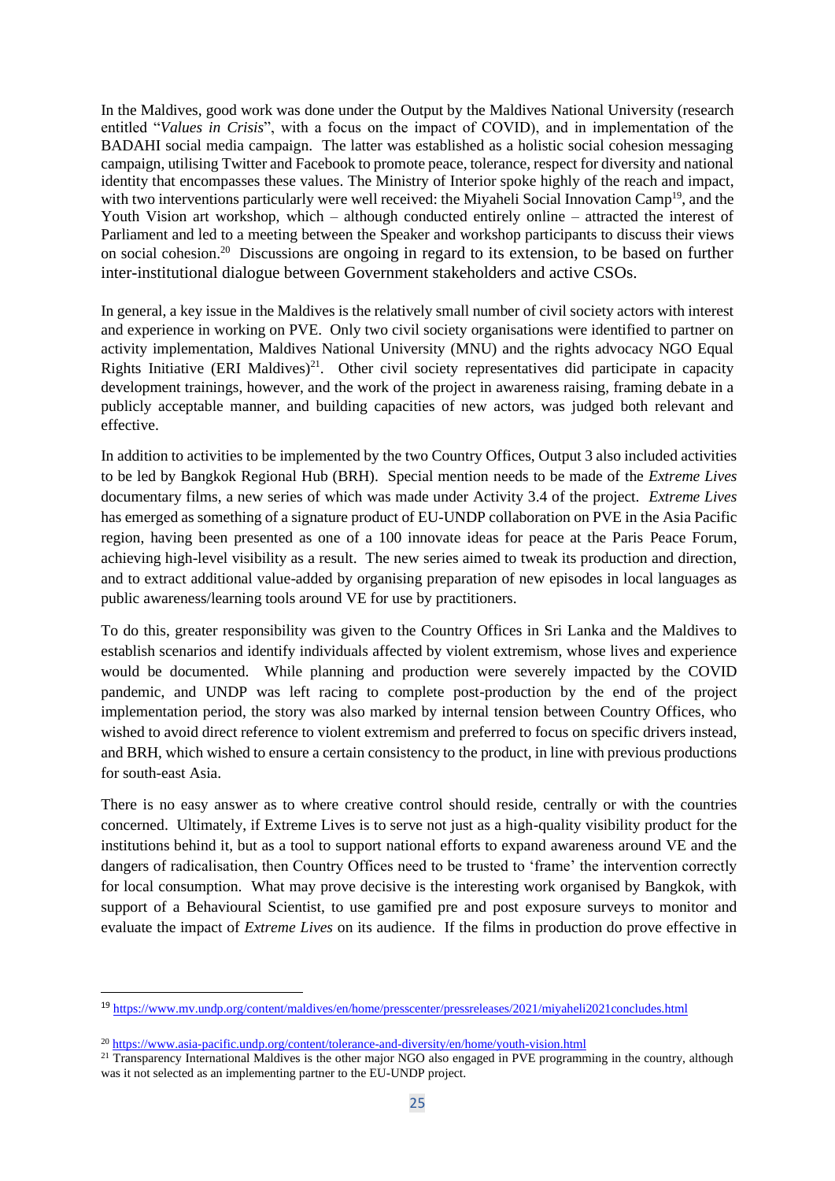In the Maldives, good work was done under the Output by the Maldives National University (research entitled "*Values in Crisis*", with a focus on the impact of COVID), and in implementation of the BADAHI social media campaign. The latter was established as a holistic social cohesion messaging campaign, utilising Twitter and Facebook to promote peace, tolerance, respect for diversity and national identity that encompasses these values. The Ministry of Interior spoke highly of the reach and impact, with two interventions particularly were well received: the Miyaheli Social Innovation Camp[19], and the Youth Vision art workshop, which – although conducted entirely online – attracted the interest of Parliament and led to a meeting between the Speaker and workshop participants to discuss their views on social cohesion.[20] Discussions are ongoing in regard to its extension, to be based on further inter-institutional dialogue between Government stakeholders and active CSOs.

In general, a key issue in the Maldives is the relatively small number of civil society actors with interest and experience in working on PVE. Only two civil society organisations were identified to partner on activity implementation, Maldives National University (MNU) and the rights advocacy NGO Equal Rights Initiative (ERI Maldives)[21]. Other civil society representatives did participate in capacity development trainings, however, and the work of the project in awareness raising, framing debate in a publicly acceptable manner, and building capacities of new actors, was judged both relevant and effective.

In addition to activities to be implemented by the two Country Offices, Output 3 also included activities to be led by Bangkok Regional Hub (BRH). Special mention needs to be made of the *Extreme Lives* documentary films, a new series of which was made under Activity 3.4 of the project. *Extreme Lives* has emerged as something of a signature product of EU-UNDP collaboration on PVE in the Asia Pacific region, having been presented as one of a 100 innovate ideas for peace at the Paris Peace Forum, achieving high-level visibility as a result. The new series aimed to tweak its production and direction, and to extract additional value-added by organising preparation of new episodes in local languages as public awareness/learning tools around VE for use by practitioners.

To do this, greater responsibility was given to the Country Offices in Sri Lanka and the Maldives to establish scenarios and identify individuals affected by violent extremism, whose lives and experience would be documented. While planning and production were severely impacted by the COVID pandemic, and UNDP was left racing to complete post-production by the end of the project implementation period, the story was also marked by internal tension between Country Offices, who wished to avoid direct reference to violent extremism and preferred to focus on specific drivers instead, and BRH, which wished to ensure a certain consistency to the product, in line with previous productions for south-east Asia.

There is no easy answer as to where creative control should reside, centrally or with the countries concerned. Ultimately, if Extreme Lives is to serve not just as a high-quality visibility product for the institutions behind it, but as a tool to support national efforts to expand awareness around VE and the dangers of radicalisation, then Country Offices need to be trusted to 'frame' the intervention correctly for local consumption. What may prove decisive is the interesting work organised by Bangkok, with support of a Behavioural Scientist, to use gamified pre and post exposure surveys to monitor and evaluate the impact of *Extreme Lives* on its audience. If the films in production do prove effective in

---

[19] https://www.mv.undp.org/content/maldives/en/home/presscenter/pressreleases/2021/miyaheli2021concludes.html

[20] https://www.asia-pacific.undp.org/content/tolerance-and-diversity/en/home/youth-vision.html

[21] Transparency International Maldives is the other major NGO also engaged in PVE programming in the country, although was it not selected as an implementing partner to the EU-UNDP project.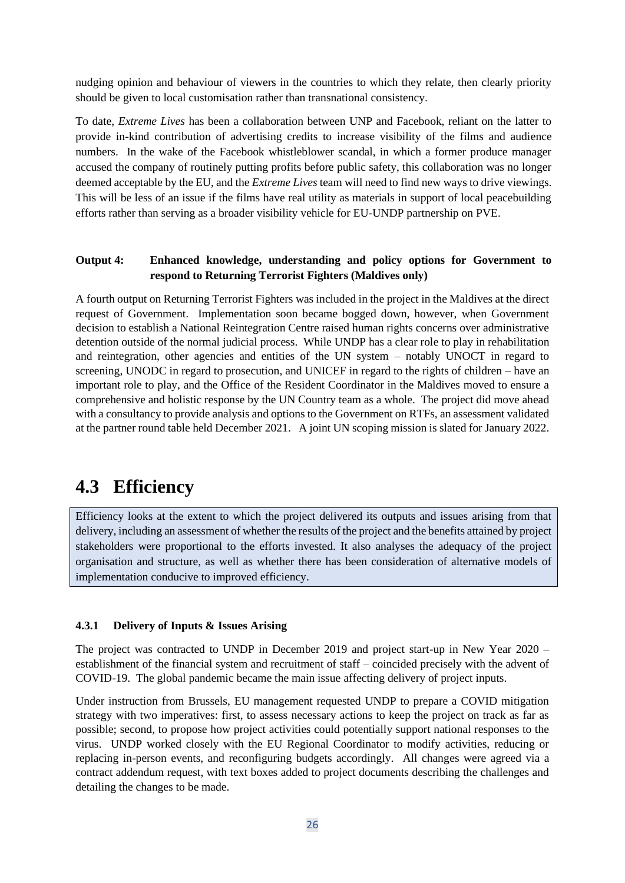nudging opinion and behaviour of viewers in the countries to which they relate, then clearly priority should be given to local customisation rather than transnational consistency.

To date, *Extreme Lives* has been a collaboration between UNP and Facebook, reliant on the latter to provide in-kind contribution of advertising credits to increase visibility of the films and audience numbers. In the wake of the Facebook whistleblower scandal, in which a former produce manager accused the company of routinely putting profits before public safety, this collaboration was no longer deemed acceptable by the EU, and the *Extreme Lives* team will need to find new ways to drive viewings. This will be less of an issue if the films have real utility as materials in support of local peacebuilding efforts rather than serving as a broader visibility vehicle for EU-UNDP partnership on PVE.

**Output 4: Enhanced knowledge, understanding and policy options for Government to respond to Returning Terrorist Fighters (Maldives only)**

A fourth output on Returning Terrorist Fighters was included in the project in the Maldives at the direct request of Government. Implementation soon became bogged down, however, when Government decision to establish a National Reintegration Centre raised human rights concerns over administrative detention outside of the normal judicial process. While UNDP has a clear role to play in rehabilitation and reintegration, other agencies and entities of the UN system – notably UNOCT in regard to screening, UNODC in regard to prosecution, and UNICEF in regard to the rights of children – have an important role to play, and the Office of the Resident Coordinator in the Maldives moved to ensure a comprehensive and holistic response by the UN Country team as a whole. The project did move ahead with a consultancy to provide analysis and options to the Government on RTFs, an assessment validated at the partner round table held December 2021. A joint UN scoping mission is slated for January 2022.

## 4.3 Efficiency

Efficiency looks at the extent to which the project delivered its outputs and issues arising from that delivery, including an assessment of whether the results of the project and the benefits attained by project stakeholders were proportional to the efforts invested. It also analyses the adequacy of the project organisation and structure, as well as whether there has been consideration of alternative models of implementation conducive to improved efficiency.

### 4.3.1 Delivery of Inputs & Issues Arising

The project was contracted to UNDP in December 2019 and project start-up in New Year 2020 – establishment of the financial system and recruitment of staff – coincided precisely with the advent of COVID-19. The global pandemic became the main issue affecting delivery of project inputs.

Under instruction from Brussels, EU management requested UNDP to prepare a COVID mitigation strategy with two imperatives: first, to assess necessary actions to keep the project on track as far as possible; second, to propose how project activities could potentially support national responses to the virus. UNDP worked closely with the EU Regional Coordinator to modify activities, reducing or replacing in-person events, and reconfiguring budgets accordingly. All changes were agreed via a contract addendum request, with text boxes added to project documents describing the challenges and detailing the changes to be made.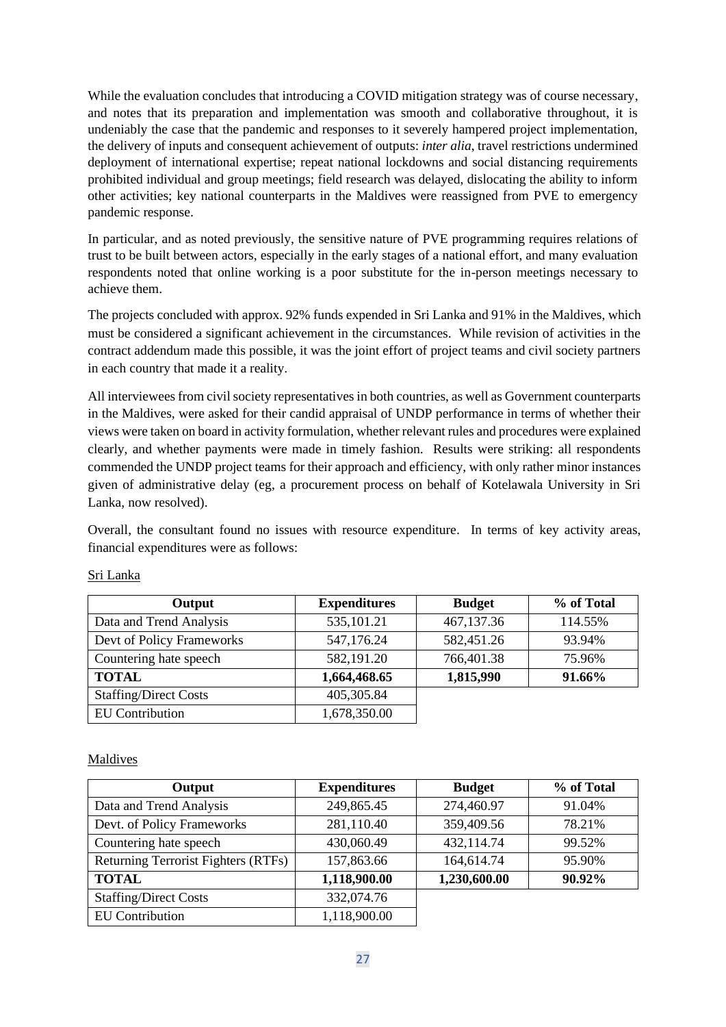While the evaluation concludes that introducing a COVID mitigation strategy was of course necessary, and notes that its preparation and implementation was smooth and collaborative throughout, it is undeniably the case that the pandemic and responses to it severely hampered project implementation, the delivery of inputs and consequent achievement of outputs: *inter alia*, travel restrictions undermined deployment of international expertise; repeat national lockdowns and social distancing requirements prohibited individual and group meetings; field research was delayed, dislocating the ability to inform other activities; key national counterparts in the Maldives were reassigned from PVE to emergency pandemic response.

In particular, and as noted previously, the sensitive nature of PVE programming requires relations of trust to be built between actors, especially in the early stages of a national effort, and many evaluation respondents noted that online working is a poor substitute for the in-person meetings necessary to achieve them.

The projects concluded with approx. 92% funds expended in Sri Lanka and 91% in the Maldives, which must be considered a significant achievement in the circumstances. While revision of activities in the contract addendum made this possible, it was the joint effort of project teams and civil society partners in each country that made it a reality.

All interviewees from civil society representatives in both countries, as well as Government counterparts in the Maldives, were asked for their candid appraisal of UNDP performance in terms of whether their views were taken on board in activity formulation, whether relevant rules and procedures were explained clearly, and whether payments were made in timely fashion. Results were striking: all respondents commended the UNDP project teams for their approach and efficiency, with only rather minor instances given of administrative delay (eg, a procurement process on behalf of Kotelawala University in Sri Lanka, now resolved).

Overall, the consultant found no issues with resource expenditure. In terms of key activity areas, financial expenditures were as follows:

Sri Lanka

| Output | Expenditures | Budget | % of Total |
|---|---|---|---|
| Data and Trend Analysis | 535,101.21 | 467,137.36 | 114.55% |
| Devt of Policy Frameworks | 547,176.24 | 582,451.26 | 93.94% |
| Countering hate speech | 582,191.20 | 766,401.38 | 75.96% |
| **TOTAL** | **1,664,468.65** | **1,815,990** | **91.66%** |
| Staffing/Direct Costs | 405,305.84 | | |
| EU Contribution | 1,678,350.00 | | |

Maldives

| Output | Expenditures | Budget | % of Total |
|---|---|---|---|
| Data and Trend Analysis | 249,865.45 | 274,460.97 | 91.04% |
| Devt. of Policy Frameworks | 281,110.40 | 359,409.56 | 78.21% |
| Countering hate speech | 430,060.49 | 432,114.74 | 99.52% |
| Returning Terrorist Fighters (RTFs) | 157,863.66 | 164,614.74 | 95.90% |
| **TOTAL** | **1,118,900.00** | **1,230,600.00** | **90.92%** |
| Staffing/Direct Costs | 332,074.76 | | |
| EU Contribution | 1,118,900.00 | | |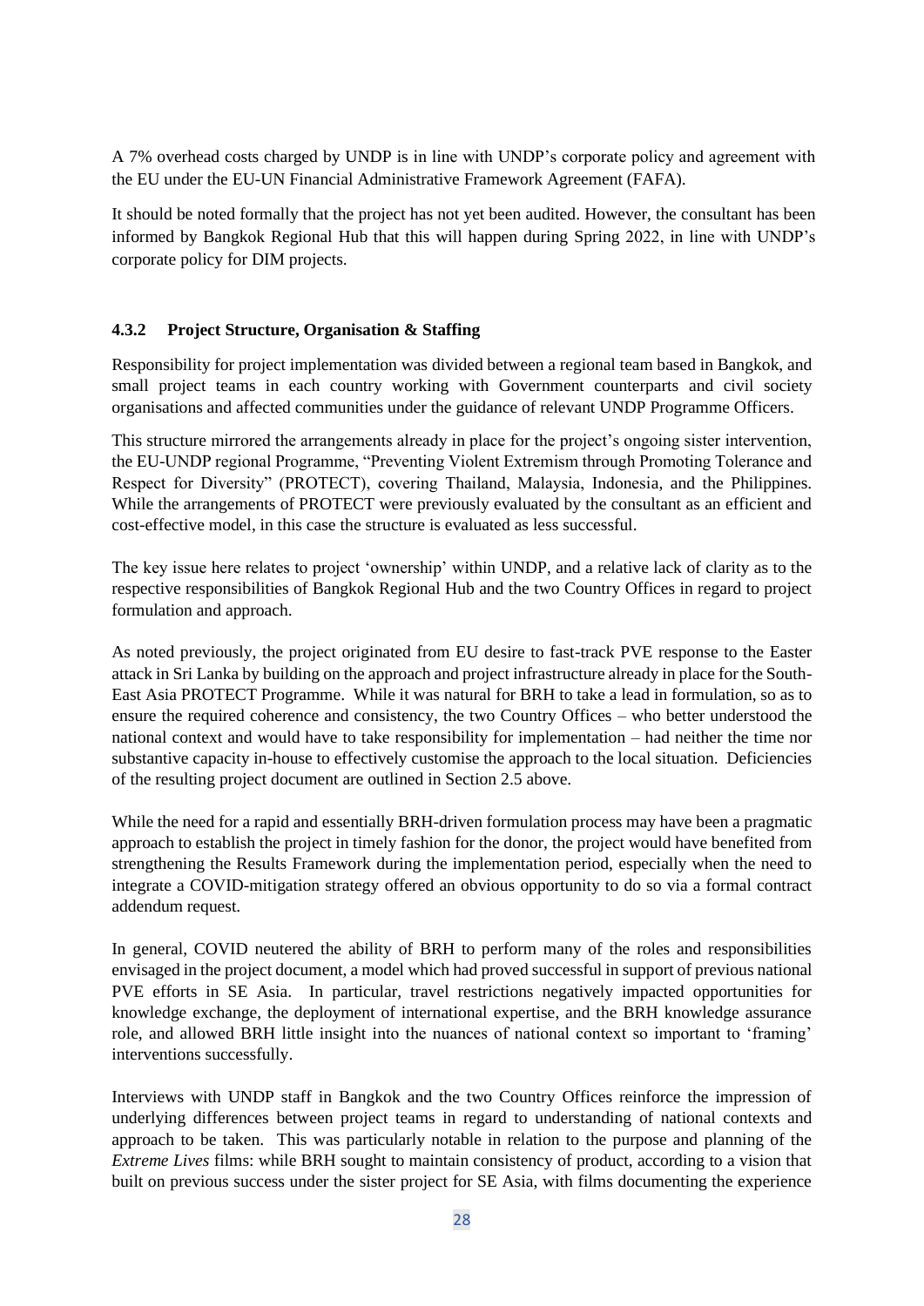A 7% overhead costs charged by UNDP is in line with UNDP's corporate policy and agreement with the EU under the EU-UN Financial Administrative Framework Agreement (FAFA).

It should be noted formally that the project has not yet been audited. However, the consultant has been informed by Bangkok Regional Hub that this will happen during Spring 2022, in line with UNDP's corporate policy for DIM projects.

### 4.3.2 Project Structure, Organisation & Staffing

Responsibility for project implementation was divided between a regional team based in Bangkok, and small project teams in each country working with Government counterparts and civil society organisations and affected communities under the guidance of relevant UNDP Programme Officers.

This structure mirrored the arrangements already in place for the project's ongoing sister intervention, the EU-UNDP regional Programme, "Preventing Violent Extremism through Promoting Tolerance and Respect for Diversity" (PROTECT), covering Thailand, Malaysia, Indonesia, and the Philippines. While the arrangements of PROTECT were previously evaluated by the consultant as an efficient and cost-effective model, in this case the structure is evaluated as less successful.

The key issue here relates to project 'ownership' within UNDP, and a relative lack of clarity as to the respective responsibilities of Bangkok Regional Hub and the two Country Offices in regard to project formulation and approach.

As noted previously, the project originated from EU desire to fast-track PVE response to the Easter attack in Sri Lanka by building on the approach and project infrastructure already in place for the South-East Asia PROTECT Programme. While it was natural for BRH to take a lead in formulation, so as to ensure the required coherence and consistency, the two Country Offices – who better understood the national context and would have to take responsibility for implementation – had neither the time nor substantive capacity in-house to effectively customise the approach to the local situation. Deficiencies of the resulting project document are outlined in Section 2.5 above.

While the need for a rapid and essentially BRH-driven formulation process may have been a pragmatic approach to establish the project in timely fashion for the donor, the project would have benefited from strengthening the Results Framework during the implementation period, especially when the need to integrate a COVID-mitigation strategy offered an obvious opportunity to do so via a formal contract addendum request.

In general, COVID neutered the ability of BRH to perform many of the roles and responsibilities envisaged in the project document, a model which had proved successful in support of previous national PVE efforts in SE Asia. In particular, travel restrictions negatively impacted opportunities for knowledge exchange, the deployment of international expertise, and the BRH knowledge assurance role, and allowed BRH little insight into the nuances of national context so important to 'framing' interventions successfully.

Interviews with UNDP staff in Bangkok and the two Country Offices reinforce the impression of underlying differences between project teams in regard to understanding of national contexts and approach to be taken. This was particularly notable in relation to the purpose and planning of the *Extreme Lives* films: while BRH sought to maintain consistency of product, according to a vision that built on previous success under the sister project for SE Asia, with films documenting the experience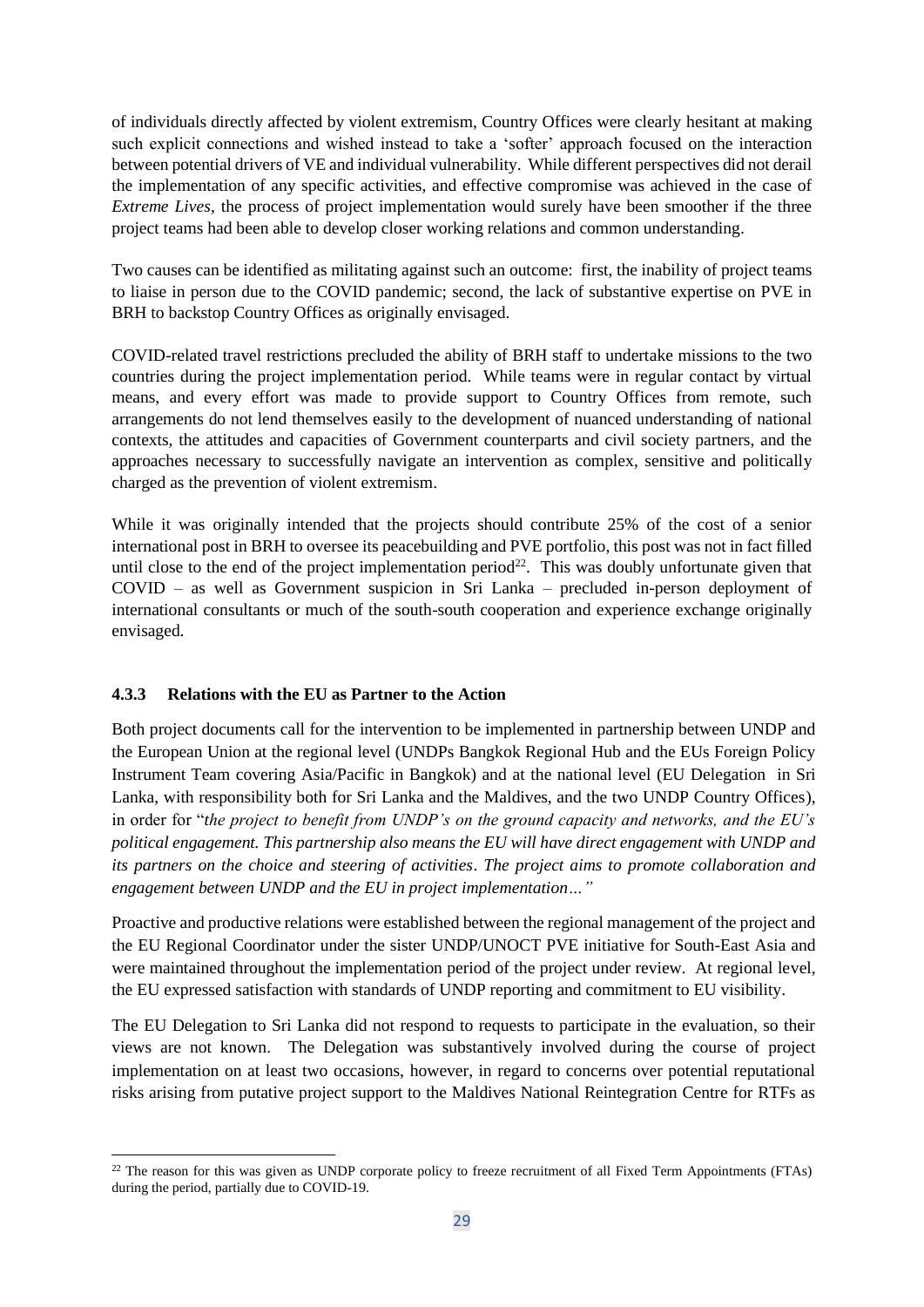of individuals directly affected by violent extremism, Country Offices were clearly hesitant at making such explicit connections and wished instead to take a 'softer' approach focused on the interaction between potential drivers of VE and individual vulnerability. While different perspectives did not derail the implementation of any specific activities, and effective compromise was achieved in the case of *Extreme Lives*, the process of project implementation would surely have been smoother if the three project teams had been able to develop closer working relations and common understanding.

Two causes can be identified as militating against such an outcome: first, the inability of project teams to liaise in person due to the COVID pandemic; second, the lack of substantive expertise on PVE in BRH to backstop Country Offices as originally envisaged.

COVID-related travel restrictions precluded the ability of BRH staff to undertake missions to the two countries during the project implementation period. While teams were in regular contact by virtual means, and every effort was made to provide support to Country Offices from remote, such arrangements do not lend themselves easily to the development of nuanced understanding of national contexts, the attitudes and capacities of Government counterparts and civil society partners, and the approaches necessary to successfully navigate an intervention as complex, sensitive and politically charged as the prevention of violent extremism.

While it was originally intended that the projects should contribute 25% of the cost of a senior international post in BRH to oversee its peacebuilding and PVE portfolio, this post was not in fact filled until close to the end of the project implementation period[22]. This was doubly unfortunate given that COVID – as well as Government suspicion in Sri Lanka – precluded in-person deployment of international consultants or much of the south-south cooperation and experience exchange originally envisaged.

### 4.3.3 Relations with the EU as Partner to the Action

Both project documents call for the intervention to be implemented in partnership between UNDP and the European Union at the regional level (UNDPs Bangkok Regional Hub and the EUs Foreign Policy Instrument Team covering Asia/Pacific in Bangkok) and at the national level (EU Delegation in Sri Lanka, with responsibility both for Sri Lanka and the Maldives, and the two UNDP Country Offices), in order for "*the project to benefit from UNDP's on the ground capacity and networks, and the EU's political engagement. This partnership also means the EU will have direct engagement with UNDP and its partners on the choice and steering of activities*. *The project aims to promote collaboration and engagement between UNDP and the EU in project implementation…"*

Proactive and productive relations were established between the regional management of the project and the EU Regional Coordinator under the sister UNDP/UNOCT PVE initiative for South-East Asia and were maintained throughout the implementation period of the project under review. At regional level, the EU expressed satisfaction with standards of UNDP reporting and commitment to EU visibility.

The EU Delegation to Sri Lanka did not respond to requests to participate in the evaluation, so their views are not known. The Delegation was substantively involved during the course of project implementation on at least two occasions, however, in regard to concerns over potential reputational risks arising from putative project support to the Maldives National Reintegration Centre for RTFs as

[22] The reason for this was given as UNDP corporate policy to freeze recruitment of all Fixed Term Appointments (FTAs) during the period, partially due to COVID-19.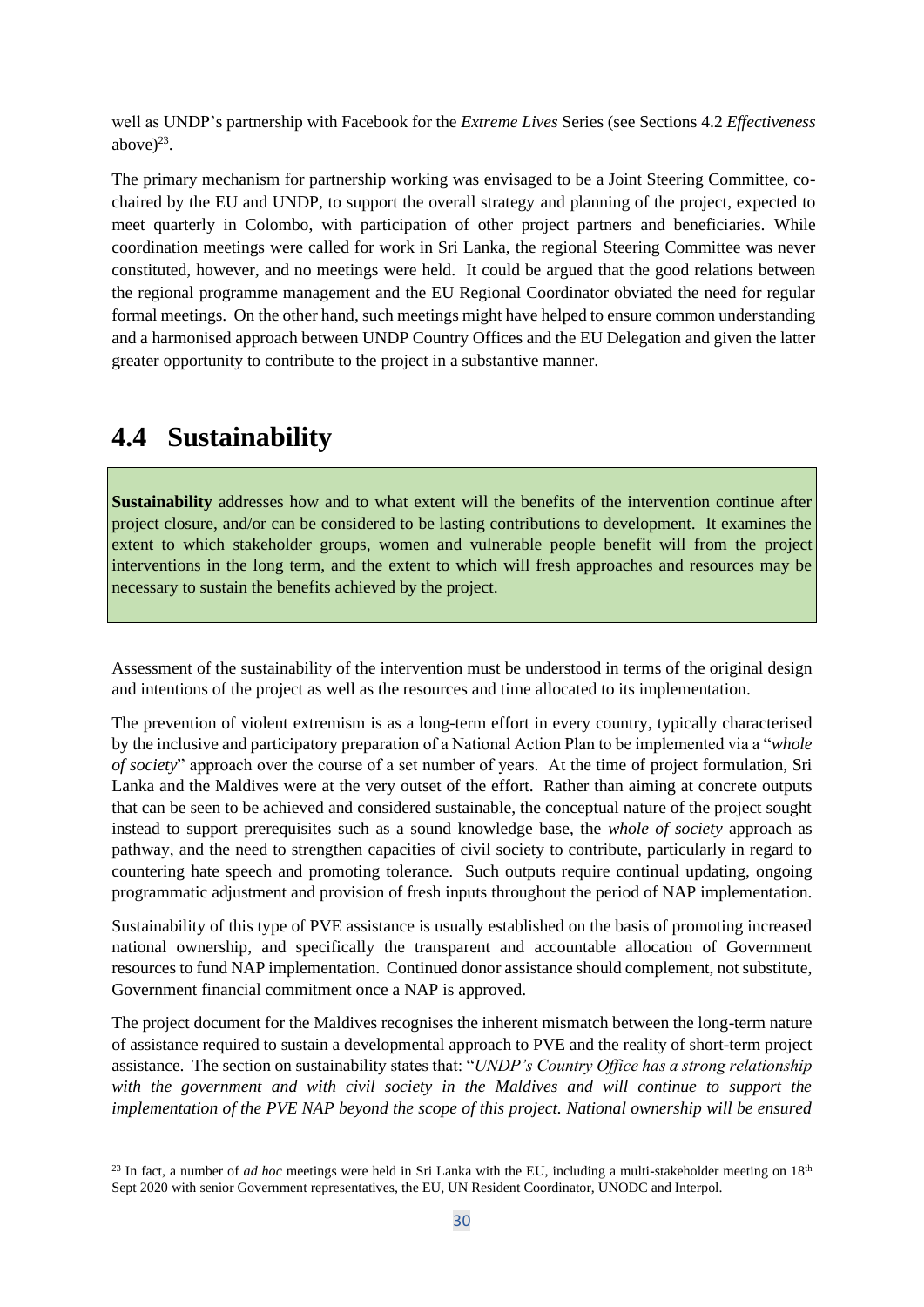well as UNDP's partnership with Facebook for the *Extreme Lives* Series (see Sections 4.2 *Effectiveness* above)[23].

The primary mechanism for partnership working was envisaged to be a Joint Steering Committee, co-chaired by the EU and UNDP, to support the overall strategy and planning of the project, expected to meet quarterly in Colombo, with participation of other project partners and beneficiaries. While coordination meetings were called for work in Sri Lanka, the regional Steering Committee was never constituted, however, and no meetings were held. It could be argued that the good relations between the regional programme management and the EU Regional Coordinator obviated the need for regular formal meetings. On the other hand, such meetings might have helped to ensure common understanding and a harmonised approach between UNDP Country Offices and the EU Delegation and given the latter greater opportunity to contribute to the project in a substantive manner.

## 4.4 Sustainability

**Sustainability** addresses how and to what extent will the benefits of the intervention continue after project closure, and/or can be considered to be lasting contributions to development. It examines the extent to which stakeholder groups, women and vulnerable people benefit will from the project interventions in the long term, and the extent to which will fresh approaches and resources may be necessary to sustain the benefits achieved by the project.

Assessment of the sustainability of the intervention must be understood in terms of the original design and intentions of the project as well as the resources and time allocated to its implementation.

The prevention of violent extremism is as a long-term effort in every country, typically characterised by the inclusive and participatory preparation of a National Action Plan to be implemented via a "*whole of society*" approach over the course of a set number of years. At the time of project formulation, Sri Lanka and the Maldives were at the very outset of the effort. Rather than aiming at concrete outputs that can be seen to be achieved and considered sustainable, the conceptual nature of the project sought instead to support prerequisites such as a sound knowledge base, the *whole of society* approach as pathway, and the need to strengthen capacities of civil society to contribute, particularly in regard to countering hate speech and promoting tolerance. Such outputs require continual updating, ongoing programmatic adjustment and provision of fresh inputs throughout the period of NAP implementation.

Sustainability of this type of PVE assistance is usually established on the basis of promoting increased national ownership, and specifically the transparent and accountable allocation of Government resources to fund NAP implementation. Continued donor assistance should complement, not substitute, Government financial commitment once a NAP is approved.

The project document for the Maldives recognises the inherent mismatch between the long-term nature of assistance required to sustain a developmental approach to PVE and the reality of short-term project assistance. The section on sustainability states that: "*UNDP's Country Office has a strong relationship with the government and with civil society in the Maldives and will continue to support the implementation of the PVE NAP beyond the scope of this project. National ownership will be ensured*

[23] In fact, a number of *ad hoc* meetings were held in Sri Lanka with the EU, including a multi-stakeholder meeting on 18th Sept 2020 with senior Government representatives, the EU, UN Resident Coordinator, UNODC and Interpol.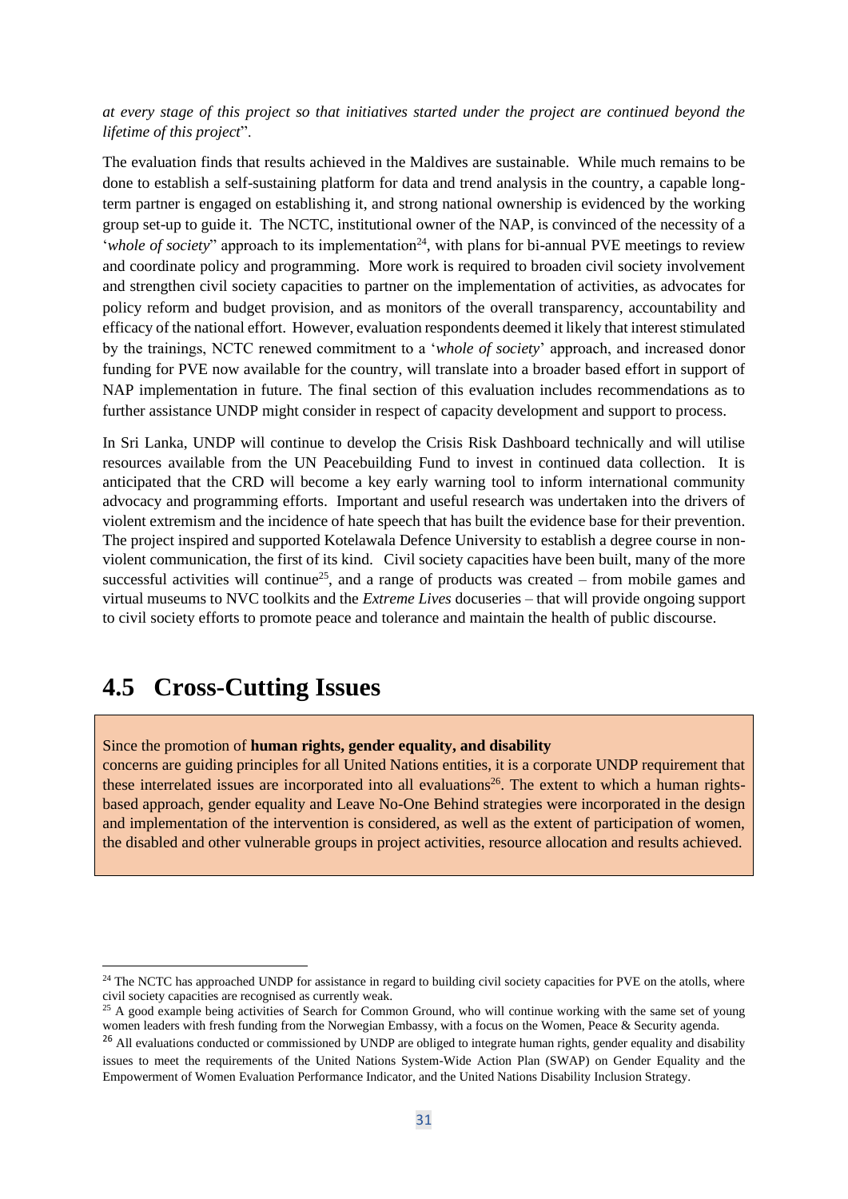*at every stage of this project so that initiatives started under the project are continued beyond the lifetime of this project*".

The evaluation finds that results achieved in the Maldives are sustainable. While much remains to be done to establish a self-sustaining platform for data and trend analysis in the country, a capable long-term partner is engaged on establishing it, and strong national ownership is evidenced by the working group set-up to guide it. The NCTC, institutional owner of the NAP, is convinced of the necessity of a '*whole of society*" approach to its implementation[24], with plans for bi-annual PVE meetings to review and coordinate policy and programming. More work is required to broaden civil society involvement and strengthen civil society capacities to partner on the implementation of activities, as advocates for policy reform and budget provision, and as monitors of the overall transparency, accountability and efficacy of the national effort. However, evaluation respondents deemed it likely that interest stimulated by the trainings, NCTC renewed commitment to a '*whole of society*' approach, and increased donor funding for PVE now available for the country, will translate into a broader based effort in support of NAP implementation in future. The final section of this evaluation includes recommendations as to further assistance UNDP might consider in respect of capacity development and support to process.

In Sri Lanka, UNDP will continue to develop the Crisis Risk Dashboard technically and will utilise resources available from the UN Peacebuilding Fund to invest in continued data collection. It is anticipated that the CRD will become a key early warning tool to inform international community advocacy and programming efforts. Important and useful research was undertaken into the drivers of violent extremism and the incidence of hate speech that has built the evidence base for their prevention. The project inspired and supported Kotelawala Defence University to establish a degree course in non-violent communication, the first of its kind. Civil society capacities have been built, many of the more successful activities will continue[25], and a range of products was created – from mobile games and virtual museums to NVC toolkits and the *Extreme Lives* docuseries – that will provide ongoing support to civil society efforts to promote peace and tolerance and maintain the health of public discourse.

## 4.5 Cross-Cutting Issues

Since the promotion of **human rights, gender equality, and disability** concerns are guiding principles for all United Nations entities, it is a corporate UNDP requirement that these interrelated issues are incorporated into all evaluations[26]. The extent to which a human rights-based approach, gender equality and Leave No-One Behind strategies were incorporated in the design and implementation of the intervention is considered, as well as the extent of participation of women, the disabled and other vulnerable groups in project activities, resource allocation and results achieved.

---

[24] The NCTC has approached UNDP for assistance in regard to building civil society capacities for PVE on the atolls, where civil society capacities are recognised as currently weak.

[25] A good example being activities of Search for Common Ground, who will continue working with the same set of young women leaders with fresh funding from the Norwegian Embassy, with a focus on the Women, Peace & Security agenda.

[26] All evaluations conducted or commissioned by UNDP are obliged to integrate human rights, gender equality and disability issues to meet the requirements of the United Nations System-Wide Action Plan (SWAP) on Gender Equality and the Empowerment of Women Evaluation Performance Indicator, and the United Nations Disability Inclusion Strategy.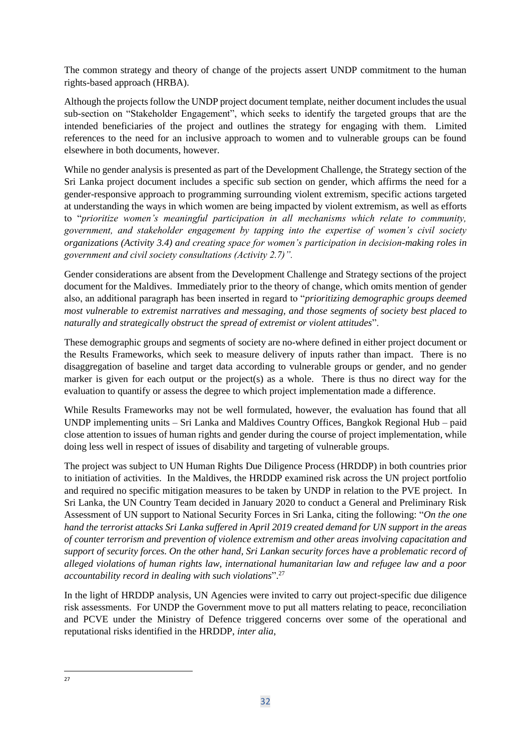The common strategy and theory of change of the projects assert UNDP commitment to the human rights-based approach (HRBA).

Although the projects follow the UNDP project document template, neither document includes the usual sub-section on "Stakeholder Engagement", which seeks to identify the targeted groups that are the intended beneficiaries of the project and outlines the strategy for engaging with them. Limited references to the need for an inclusive approach to women and to vulnerable groups can be found elsewhere in both documents, however.

While no gender analysis is presented as part of the Development Challenge, the Strategy section of the Sri Lanka project document includes a specific sub section on gender, which affirms the need for a gender-responsive approach to programming surrounding violent extremism, specific actions targeted at understanding the ways in which women are being impacted by violent extremism, as well as efforts to "*prioritize women's meaningful participation in all mechanisms which relate to community, government, and stakeholder engagement by tapping into the expertise of women's civil society organizations (Activity 3.4) and creating space for women's participation in decision-making roles in government and civil society consultations (Activity 2.7)".*

Gender considerations are absent from the Development Challenge and Strategy sections of the project document for the Maldives. Immediately prior to the theory of change, which omits mention of gender also, an additional paragraph has been inserted in regard to "*prioritizing demographic groups deemed most vulnerable to extremist narratives and messaging, and those segments of society best placed to naturally and strategically obstruct the spread of extremist or violent attitudes*".

These demographic groups and segments of society are no-where defined in either project document or the Results Frameworks, which seek to measure delivery of inputs rather than impact. There is no disaggregation of baseline and target data according to vulnerable groups or gender, and no gender marker is given for each output or the project(s) as a whole. There is thus no direct way for the evaluation to quantify or assess the degree to which project implementation made a difference.

While Results Frameworks may not be well formulated, however, the evaluation has found that all UNDP implementing units – Sri Lanka and Maldives Country Offices, Bangkok Regional Hub – paid close attention to issues of human rights and gender during the course of project implementation, while doing less well in respect of issues of disability and targeting of vulnerable groups.

The project was subject to UN Human Rights Due Diligence Process (HRDDP) in both countries prior to initiation of activities. In the Maldives, the HRDDP examined risk across the UN project portfolio and required no specific mitigation measures to be taken by UNDP in relation to the PVE project. In Sri Lanka, the UN Country Team decided in January 2020 to conduct a General and Preliminary Risk Assessment of UN support to National Security Forces in Sri Lanka, citing the following: "*On the one hand the terrorist attacks Sri Lanka suffered in April 2019 created demand for UN support in the areas of counter terrorism and prevention of violence extremism and other areas involving capacitation and support of security forces. On the other hand, Sri Lankan security forces have a problematic record of alleged violations of human rights law, international humanitarian law and refugee law and a poor accountability record in dealing with such violations*".[27]

In the light of HRDDP analysis, UN Agencies were invited to carry out project-specific due diligence risk assessments. For UNDP the Government move to put all matters relating to peace, reconciliation and PCVE under the Ministry of Defence triggered concerns over some of the operational and reputational risks identified in the HRDDP, *inter alia*,

[27]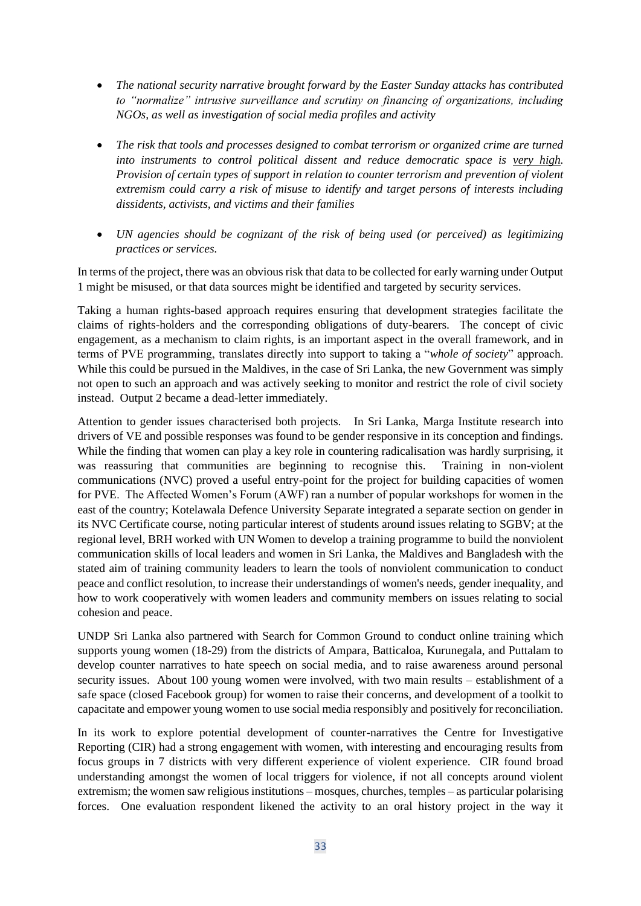- *The national security narrative brought forward by the Easter Sunday attacks has contributed to "normalize" intrusive surveillance and scrutiny on financing of organizations, including NGOs, as well as investigation of social media profiles and activity*

- *The risk that tools and processes designed to combat terrorism or organized crime are turned into instruments to control political dissent and reduce democratic space is <u>very high</u>. Provision of certain types of support in relation to counter terrorism and prevention of violent extremism could carry a risk of misuse to identify and target persons of interests including dissidents, activists, and victims and their families*

- *UN agencies should be cognizant of the risk of being used (or perceived) as legitimizing practices or services.*

In terms of the project, there was an obvious risk that data to be collected for early warning under Output 1 might be misused, or that data sources might be identified and targeted by security services.

Taking a human rights-based approach requires ensuring that development strategies facilitate the claims of rights-holders and the corresponding obligations of duty-bearers. The concept of civic engagement, as a mechanism to claim rights, is an important aspect in the overall framework, and in terms of PVE programming, translates directly into support to taking a "*whole of society*" approach. While this could be pursued in the Maldives, in the case of Sri Lanka, the new Government was simply not open to such an approach and was actively seeking to monitor and restrict the role of civil society instead. Output 2 became a dead-letter immediately.

Attention to gender issues characterised both projects. In Sri Lanka, Marga Institute research into drivers of VE and possible responses was found to be gender responsive in its conception and findings. While the finding that women can play a key role in countering radicalisation was hardly surprising, it was reassuring that communities are beginning to recognise this. Training in non-violent communications (NVC) proved a useful entry-point for the project for building capacities of women for PVE. The Affected Women's Forum (AWF) ran a number of popular workshops for women in the east of the country; Kotelawala Defence University Separate integrated a separate section on gender in its NVC Certificate course, noting particular interest of students around issues relating to SGBV; at the regional level, BRH worked with UN Women to develop a training programme to build the nonviolent communication skills of local leaders and women in Sri Lanka, the Maldives and Bangladesh with the stated aim of training community leaders to learn the tools of nonviolent communication to conduct peace and conflict resolution, to increase their understandings of women's needs, gender inequality, and how to work cooperatively with women leaders and community members on issues relating to social cohesion and peace.

UNDP Sri Lanka also partnered with Search for Common Ground to conduct online training which supports young women (18-29) from the districts of Ampara, Batticaloa, Kurunegala, and Puttalam to develop counter narratives to hate speech on social media, and to raise awareness around personal security issues. About 100 young women were involved, with two main results – establishment of a safe space (closed Facebook group) for women to raise their concerns, and development of a toolkit to capacitate and empower young women to use social media responsibly and positively for reconciliation.

In its work to explore potential development of counter-narratives the Centre for Investigative Reporting (CIR) had a strong engagement with women, with interesting and encouraging results from focus groups in 7 districts with very different experience of violent experience. CIR found broad understanding amongst the women of local triggers for violence, if not all concepts around violent extremism; the women saw religious institutions – mosques, churches, temples – as particular polarising forces. One evaluation respondent likened the activity to an oral history project in the way it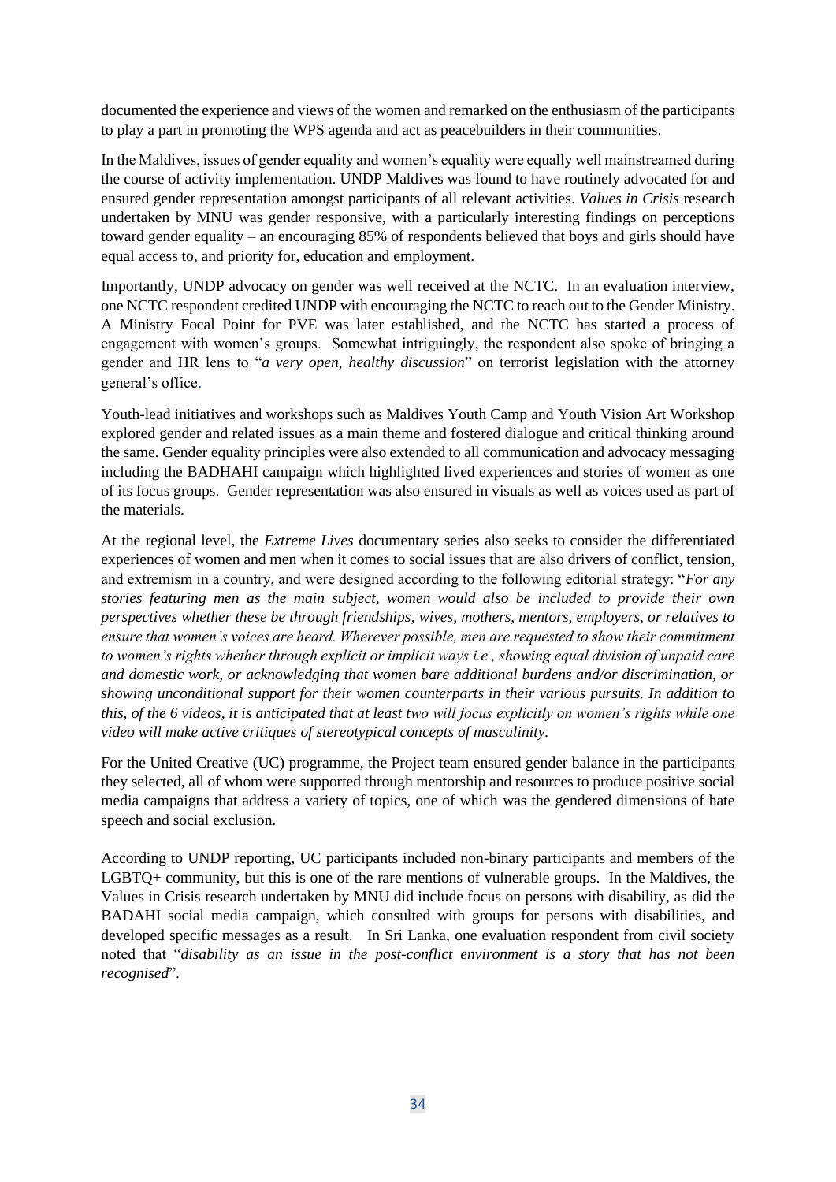documented the experience and views of the women and remarked on the enthusiasm of the participants to play a part in promoting the WPS agenda and act as peacebuilders in their communities.

In the Maldives, issues of gender equality and women's equality were equally well mainstreamed during the course of activity implementation. UNDP Maldives was found to have routinely advocated for and ensured gender representation amongst participants of all relevant activities. *Values in Crisis* research undertaken by MNU was gender responsive, with a particularly interesting findings on perceptions toward gender equality – an encouraging 85% of respondents believed that boys and girls should have equal access to, and priority for, education and employment.

Importantly, UNDP advocacy on gender was well received at the NCTC. In an evaluation interview, one NCTC respondent credited UNDP with encouraging the NCTC to reach out to the Gender Ministry. A Ministry Focal Point for PVE was later established, and the NCTC has started a process of engagement with women's groups. Somewhat intriguingly, the respondent also spoke of bringing a gender and HR lens to "*a very open, healthy discussion*" on terrorist legislation with the attorney general's office.

Youth-lead initiatives and workshops such as Maldives Youth Camp and Youth Vision Art Workshop explored gender and related issues as a main theme and fostered dialogue and critical thinking around the same. Gender equality principles were also extended to all communication and advocacy messaging including the BADHAHI campaign which highlighted lived experiences and stories of women as one of its focus groups. Gender representation was also ensured in visuals as well as voices used as part of the materials.

At the regional level, the *Extreme Lives* documentary series also seeks to consider the differentiated experiences of women and men when it comes to social issues that are also drivers of conflict, tension, and extremism in a country, and were designed according to the following editorial strategy: "*For any stories featuring men as the main subject, women would also be included to provide their own perspectives whether these be through friendships, wives, mothers, mentors, employers, or relatives to ensure that women's voices are heard. Wherever possible, men are requested to show their commitment to women's rights whether through explicit or implicit ways i.e., showing equal division of unpaid care and domestic work, or acknowledging that women bare additional burdens and/or discrimination, or showing unconditional support for their women counterparts in their various pursuits. In addition to this, of the 6 videos, it is anticipated that at least two will focus explicitly on women's rights while one video will make active critiques of stereotypical concepts of masculinity.*

For the United Creative (UC) programme, the Project team ensured gender balance in the participants they selected, all of whom were supported through mentorship and resources to produce positive social media campaigns that address a variety of topics, one of which was the gendered dimensions of hate speech and social exclusion.

According to UNDP reporting, UC participants included non-binary participants and members of the LGBTQ+ community, but this is one of the rare mentions of vulnerable groups. In the Maldives, the Values in Crisis research undertaken by MNU did include focus on persons with disability, as did the BADAHI social media campaign, which consulted with groups for persons with disabilities, and developed specific messages as a result. In Sri Lanka, one evaluation respondent from civil society noted that "*disability as an issue in the post-conflict environment is a story that has not been recognised*".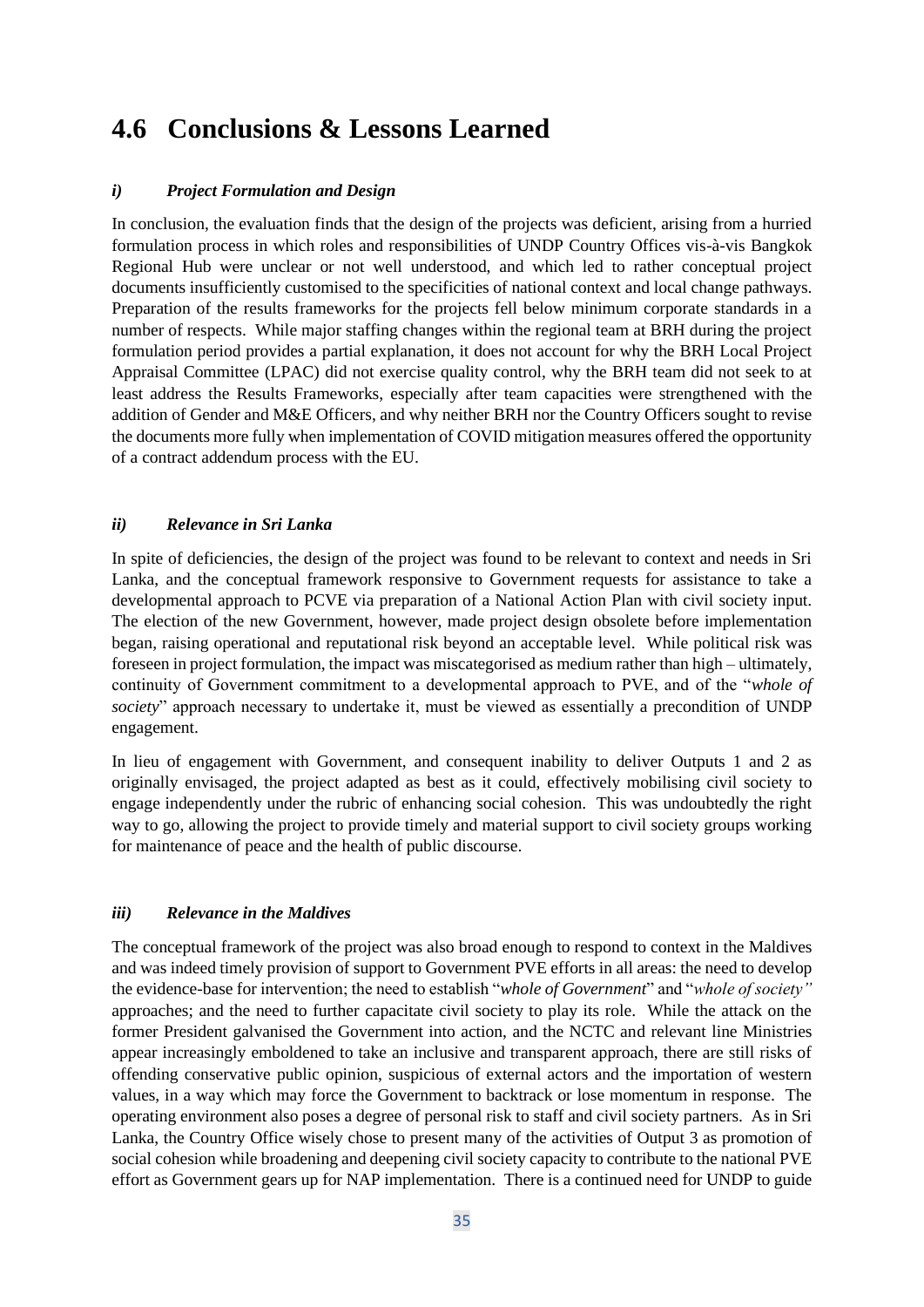## 4.6 Conclusions & Lessons Learned

### *i) Project Formulation and Design*

In conclusion, the evaluation finds that the design of the projects was deficient, arising from a hurried formulation process in which roles and responsibilities of UNDP Country Offices vis-à-vis Bangkok Regional Hub were unclear or not well understood, and which led to rather conceptual project documents insufficiently customised to the specificities of national context and local change pathways. Preparation of the results frameworks for the projects fell below minimum corporate standards in a number of respects. While major staffing changes within the regional team at BRH during the project formulation period provides a partial explanation, it does not account for why the BRH Local Project Appraisal Committee (LPAC) did not exercise quality control, why the BRH team did not seek to at least address the Results Frameworks, especially after team capacities were strengthened with the addition of Gender and M&E Officers, and why neither BRH nor the Country Officers sought to revise the documents more fully when implementation of COVID mitigation measures offered the opportunity of a contract addendum process with the EU.

### *ii) Relevance in Sri Lanka*

In spite of deficiencies, the design of the project was found to be relevant to context and needs in Sri Lanka, and the conceptual framework responsive to Government requests for assistance to take a developmental approach to PCVE via preparation of a National Action Plan with civil society input. The election of the new Government, however, made project design obsolete before implementation began, raising operational and reputational risk beyond an acceptable level. While political risk was foreseen in project formulation, the impact was miscategorised as medium rather than high – ultimately, continuity of Government commitment to a developmental approach to PVE, and of the "*whole of society*" approach necessary to undertake it, must be viewed as essentially a precondition of UNDP engagement.

In lieu of engagement with Government, and consequent inability to deliver Outputs 1 and 2 as originally envisaged, the project adapted as best as it could, effectively mobilising civil society to engage independently under the rubric of enhancing social cohesion. This was undoubtedly the right way to go, allowing the project to provide timely and material support to civil society groups working for maintenance of peace and the health of public discourse.

### *iii) Relevance in the Maldives*

The conceptual framework of the project was also broad enough to respond to context in the Maldives and was indeed timely provision of support to Government PVE efforts in all areas: the need to develop the evidence-base for intervention; the need to establish "*whole of Government*" and "*whole of society"* approaches; and the need to further capacitate civil society to play its role. While the attack on the former President galvanised the Government into action, and the NCTC and relevant line Ministries appear increasingly emboldened to take an inclusive and transparent approach, there are still risks of offending conservative public opinion, suspicious of external actors and the importation of western values, in a way which may force the Government to backtrack or lose momentum in response. The operating environment also poses a degree of personal risk to staff and civil society partners. As in Sri Lanka, the Country Office wisely chose to present many of the activities of Output 3 as promotion of social cohesion while broadening and deepening civil society capacity to contribute to the national PVE effort as Government gears up for NAP implementation. There is a continued need for UNDP to guide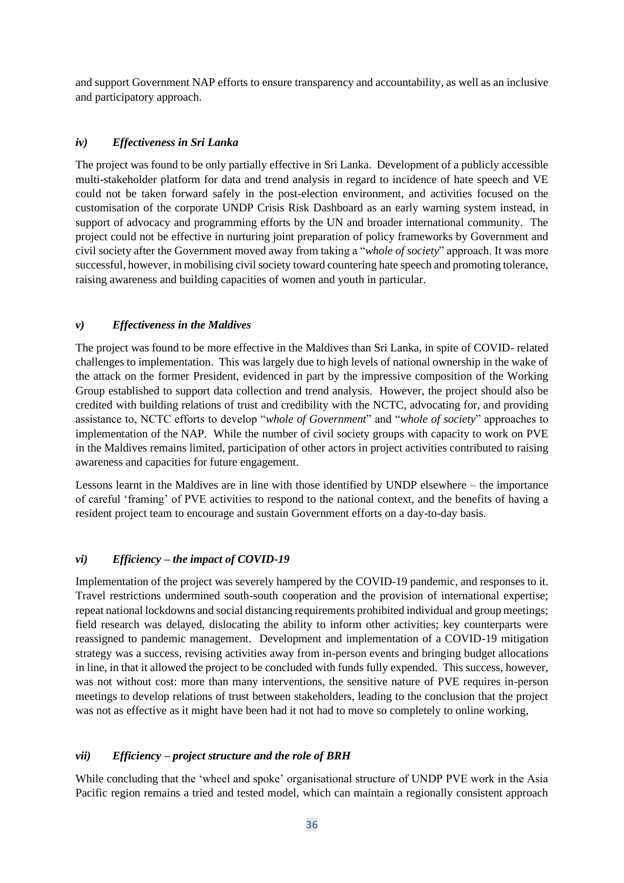and support Government NAP efforts to ensure transparency and accountability, as well as an inclusive and participatory approach.

### *iv) Effectiveness in Sri Lanka*

The project was found to be only partially effective in Sri Lanka. Development of a publicly accessible multi-stakeholder platform for data and trend analysis in regard to incidence of hate speech and VE could not be taken forward safely in the post-election environment, and activities focused on the customisation of the corporate UNDP Crisis Risk Dashboard as an early warning system instead, in support of advocacy and programming efforts by the UN and broader international community. The project could not be effective in nurturing joint preparation of policy frameworks by Government and civil society after the Government moved away from taking a "*whole of society*" approach. It was more successful, however, in mobilising civil society toward countering hate speech and promoting tolerance, raising awareness and building capacities of women and youth in particular.

### *v) Effectiveness in the Maldives*

The project was found to be more effective in the Maldives than Sri Lanka, in spite of COVID- related challenges to implementation. This was largely due to high levels of national ownership in the wake of the attack on the former President, evidenced in part by the impressive composition of the Working Group established to support data collection and trend analysis. However, the project should also be credited with building relations of trust and credibility with the NCTC, advocating for, and providing assistance to, NCTC efforts to develop "*whole of Government*" and "*whole of society*" approaches to implementation of the NAP. While the number of civil society groups with capacity to work on PVE in the Maldives remains limited, participation of other actors in project activities contributed to raising awareness and capacities for future engagement.

Lessons learnt in the Maldives are in line with those identified by UNDP elsewhere – the importance of careful 'framing' of PVE activities to respond to the national context, and the benefits of having a resident project team to encourage and sustain Government efforts on a day-to-day basis.

### *vi) Efficiency – the impact of COVID-19*

Implementation of the project was severely hampered by the COVID-19 pandemic, and responses to it. Travel restrictions undermined south-south cooperation and the provision of international expertise; repeat national lockdowns and social distancing requirements prohibited individual and group meetings; field research was delayed, dislocating the ability to inform other activities; key counterparts were reassigned to pandemic management. Development and implementation of a COVID-19 mitigation strategy was a success, revising activities away from in-person events and bringing budget allocations in line, in that it allowed the project to be concluded with funds fully expended. This success, however, was not without cost: more than many interventions, the sensitive nature of PVE requires in-person meetings to develop relations of trust between stakeholders, leading to the conclusion that the project was not as effective as it might have been had it not had to move so completely to online working,

### *vii) Efficiency – project structure and the role of BRH*

While concluding that the 'wheel and spoke' organisational structure of UNDP PVE work in the Asia Pacific region remains a tried and tested model, which can maintain a regionally consistent approach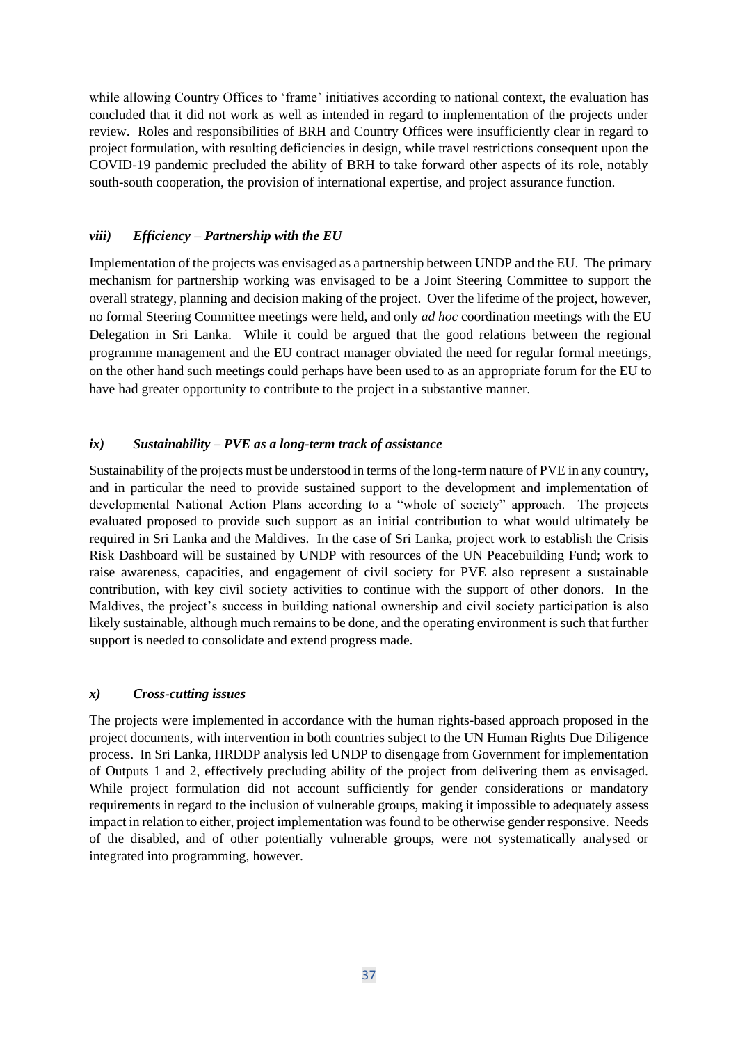while allowing Country Offices to 'frame' initiatives according to national context, the evaluation has concluded that it did not work as well as intended in regard to implementation of the projects under review. Roles and responsibilities of BRH and Country Offices were insufficiently clear in regard to project formulation, with resulting deficiencies in design, while travel restrictions consequent upon the COVID-19 pandemic precluded the ability of BRH to take forward other aspects of its role, notably south-south cooperation, the provision of international expertise, and project assurance function.

#### *viii) Efficiency – Partnership with the EU*

Implementation of the projects was envisaged as a partnership between UNDP and the EU. The primary mechanism for partnership working was envisaged to be a Joint Steering Committee to support the overall strategy, planning and decision making of the project. Over the lifetime of the project, however, no formal Steering Committee meetings were held, and only *ad hoc* coordination meetings with the EU Delegation in Sri Lanka. While it could be argued that the good relations between the regional programme management and the EU contract manager obviated the need for regular formal meetings, on the other hand such meetings could perhaps have been used to as an appropriate forum for the EU to have had greater opportunity to contribute to the project in a substantive manner.

#### *ix) Sustainability – PVE as a long-term track of assistance*

Sustainability of the projects must be understood in terms of the long-term nature of PVE in any country, and in particular the need to provide sustained support to the development and implementation of developmental National Action Plans according to a "whole of society" approach. The projects evaluated proposed to provide such support as an initial contribution to what would ultimately be required in Sri Lanka and the Maldives. In the case of Sri Lanka, project work to establish the Crisis Risk Dashboard will be sustained by UNDP with resources of the UN Peacebuilding Fund; work to raise awareness, capacities, and engagement of civil society for PVE also represent a sustainable contribution, with key civil society activities to continue with the support of other donors. In the Maldives, the project's success in building national ownership and civil society participation is also likely sustainable, although much remains to be done, and the operating environment is such that further support is needed to consolidate and extend progress made.

#### *x) Cross-cutting issues*

The projects were implemented in accordance with the human rights-based approach proposed in the project documents, with intervention in both countries subject to the UN Human Rights Due Diligence process. In Sri Lanka, HRDDP analysis led UNDP to disengage from Government for implementation of Outputs 1 and 2, effectively precluding ability of the project from delivering them as envisaged. While project formulation did not account sufficiently for gender considerations or mandatory requirements in regard to the inclusion of vulnerable groups, making it impossible to adequately assess impact in relation to either, project implementation was found to be otherwise gender responsive. Needs of the disabled, and of other potentially vulnerable groups, were not systematically analysed or integrated into programming, however.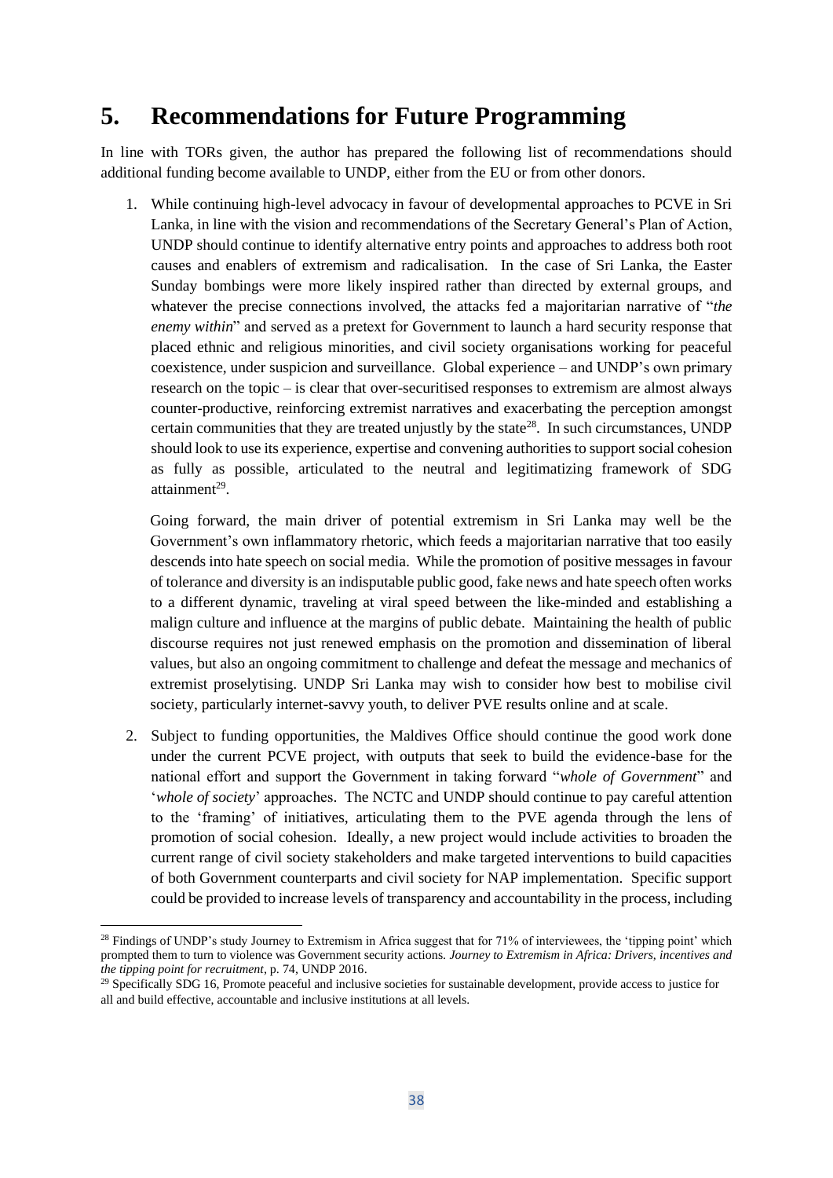# 5. Recommendations for Future Programming

In line with TORs given, the author has prepared the following list of recommendations should additional funding become available to UNDP, either from the EU or from other donors.

1. While continuing high-level advocacy in favour of developmental approaches to PCVE in Sri Lanka, in line with the vision and recommendations of the Secretary General's Plan of Action, UNDP should continue to identify alternative entry points and approaches to address both root causes and enablers of extremism and radicalisation. In the case of Sri Lanka, the Easter Sunday bombings were more likely inspired rather than directed by external groups, and whatever the precise connections involved, the attacks fed a majoritarian narrative of "*the enemy within*" and served as a pretext for Government to launch a hard security response that placed ethnic and religious minorities, and civil society organisations working for peaceful coexistence, under suspicion and surveillance. Global experience – and UNDP's own primary research on the topic – is clear that over-securitised responses to extremism are almost always counter-productive, reinforcing extremist narratives and exacerbating the perception amongst certain communities that they are treated unjustly by the state[28]. In such circumstances, UNDP should look to use its experience, expertise and convening authorities to support social cohesion as fully as possible, articulated to the neutral and legitimizing framework of SDG attainment[29].

   Going forward, the main driver of potential extremism in Sri Lanka may well be the Government's own inflammatory rhetoric, which feeds a majoritarian narrative that too easily descends into hate speech on social media. While the promotion of positive messages in favour of tolerance and diversity is an indisputable public good, fake news and hate speech often works to a different dynamic, traveling at viral speed between the like-minded and establishing a malign culture and influence at the margins of public debate. Maintaining the health of public discourse requires not just renewed emphasis on the promotion and dissemination of liberal values, but also an ongoing commitment to challenge and defeat the message and mechanics of extremist proselytising. UNDP Sri Lanka may wish to consider how best to mobilise civil society, particularly internet-savvy youth, to deliver PVE results online and at scale.

2. Subject to funding opportunities, the Maldives Office should continue the good work done under the current PCVE project, with outputs that seek to build the evidence-base for the national effort and support the Government in taking forward "*whole of Government*" and '*whole of society*' approaches. The NCTC and UNDP should continue to pay careful attention to the 'framing' of initiatives, articulating them to the PVE agenda through the lens of promotion of social cohesion. Ideally, a new project would include activities to broaden the current range of civil society stakeholders and make targeted interventions to build capacities of both Government counterparts and civil society for NAP implementation. Specific support could be provided to increase levels of transparency and accountability in the process, including

---

[28] Findings of UNDP's study Journey to Extremism in Africa suggest that for 71% of interviewees, the 'tipping point' which prompted them to turn to violence was Government security actions. *Journey to Extremism in Africa: Drivers, incentives and the tipping point for recruitment*, p. 74, UNDP 2016.

[29] Specifically SDG 16, Promote peaceful and inclusive societies for sustainable development, provide access to justice for all and build effective, accountable and inclusive institutions at all levels.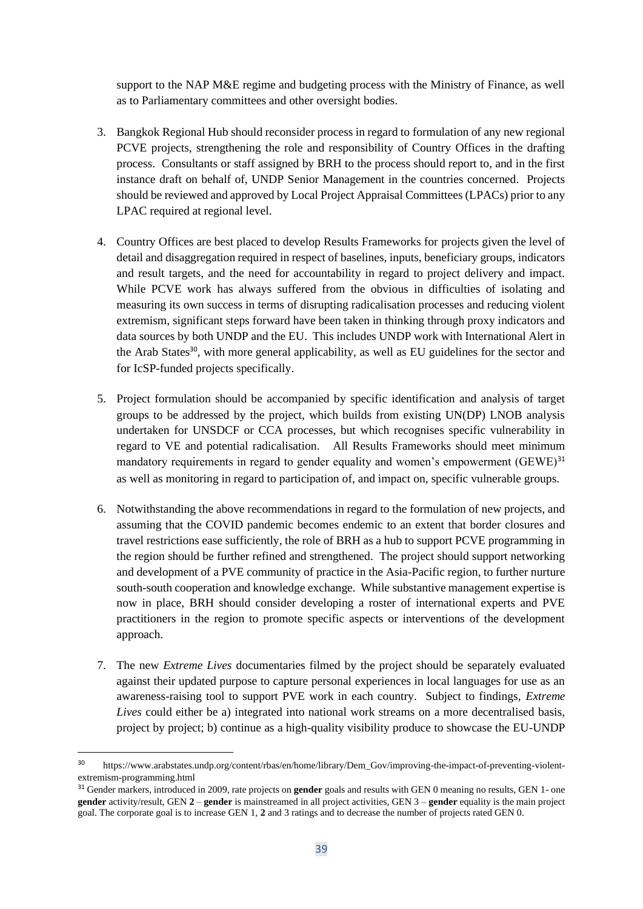support to the NAP M&E regime and budgeting process with the Ministry of Finance, as well as to Parliamentary committees and other oversight bodies.

3. Bangkok Regional Hub should reconsider process in regard to formulation of any new regional PCVE projects, strengthening the role and responsibility of Country Offices in the drafting process. Consultants or staff assigned by BRH to the process should report to, and in the first instance draft on behalf of, UNDP Senior Management in the countries concerned. Projects should be reviewed and approved by Local Project Appraisal Committees (LPACs) prior to any LPAC required at regional level.

4. Country Offices are best placed to develop Results Frameworks for projects given the level of detail and disaggregation required in respect of baselines, inputs, beneficiary groups, indicators and result targets, and the need for accountability in regard to project delivery and impact. While PCVE work has always suffered from the obvious in difficulties of isolating and measuring its own success in terms of disrupting radicalisation processes and reducing violent extremism, significant steps forward have been taken in thinking through proxy indicators and data sources by both UNDP and the EU. This includes UNDP work with International Alert in the Arab States[30], with more general applicability, as well as EU guidelines for the sector and for IcSP-funded projects specifically.

5. Project formulation should be accompanied by specific identification and analysis of target groups to be addressed by the project, which builds from existing UN(DP) LNOB analysis undertaken for UNSDCF or CCA processes, but which recognises specific vulnerability in regard to VE and potential radicalisation. All Results Frameworks should meet minimum mandatory requirements in regard to gender equality and women's empowerment (GEWE)[31] as well as monitoring in regard to participation of, and impact on, specific vulnerable groups.

6. Notwithstanding the above recommendations in regard to the formulation of new projects, and assuming that the COVID pandemic becomes endemic to an extent that border closures and travel restrictions ease sufficiently, the role of BRH as a hub to support PCVE programming in the region should be further refined and strengthened. The project should support networking and development of a PVE community of practice in the Asia-Pacific region, to further nurture south-south cooperation and knowledge exchange. While substantive management expertise is now in place, BRH should consider developing a roster of international experts and PVE practitioners in the region to promote specific aspects or interventions of the development approach.

7. The new *Extreme Lives* documentaries filmed by the project should be separately evaluated against their updated purpose to capture personal experiences in local languages for use as an awareness-raising tool to support PVE work in each country. Subject to findings, *Extreme Lives* could either be a) integrated into national work streams on a more decentralised basis, project by project; b) continue as a high-quality visibility produce to showcase the EU-UNDP

---

[30] https://www.arabstates.undp.org/content/rbas/en/home/library/Dem_Gov/improving-the-impact-of-preventing-violent-extremism-programming.html

[31] Gender markers, introduced in 2009, rate projects on **gender** goals and results with GEN 0 meaning no results, GEN 1- one **gender** activity/result, GEN **2** – **gender** is mainstreamed in all project activities, GEN 3 – **gender** equality is the main project goal. The corporate goal is to increase GEN 1, **2** and 3 ratings and to decrease the number of projects rated GEN 0.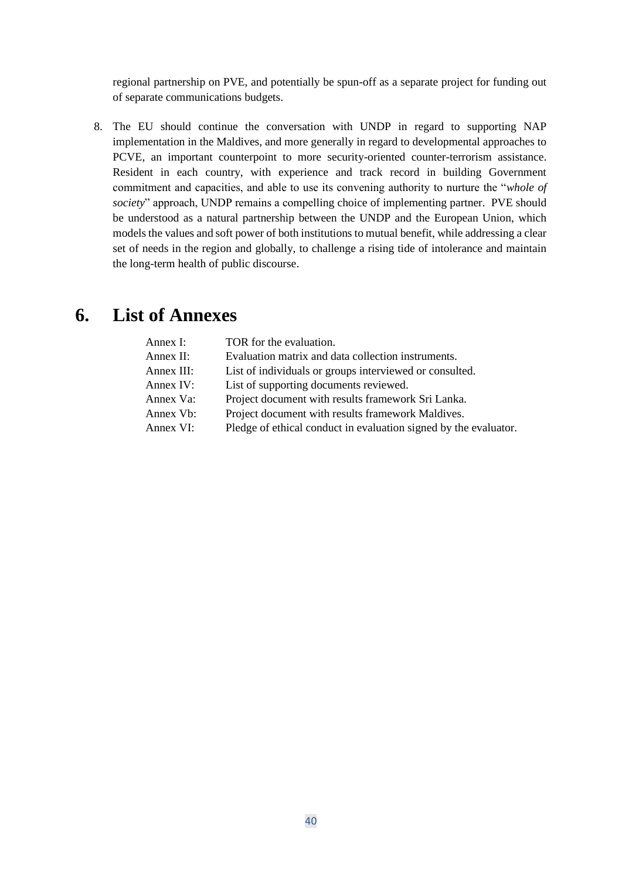regional partnership on PVE, and potentially be spun-off as a separate project for funding out of separate communications budgets.

8. The EU should continue the conversation with UNDP in regard to supporting NAP implementation in the Maldives, and more generally in regard to developmental approaches to PCVE, an important counterpoint to more security-oriented counter-terrorism assistance. Resident in each country, with experience and track record in building Government commitment and capacities, and able to use its convening authority to nurture the "*whole of society*" approach, UNDP remains a compelling choice of implementing partner. PVE should be understood as a natural partnership between the UNDP and the European Union, which models the values and soft power of both institutions to mutual benefit, while addressing a clear set of needs in the region and globally, to challenge a rising tide of intolerance and maintain the long-term health of public discourse.

# 6. List of Annexes

| | |
|---|---|
| Annex I: | TOR for the evaluation. |
| Annex II: | Evaluation matrix and data collection instruments. |
| Annex III: | List of individuals or groups interviewed or consulted. |
| Annex IV: | List of supporting documents reviewed. |
| Annex Va: | Project document with results framework Sri Lanka. |
| Annex Vb: | Project document with results framework Maldives. |
| Annex VI: | Pledge of ethical conduct in evaluation signed by the evaluator. |